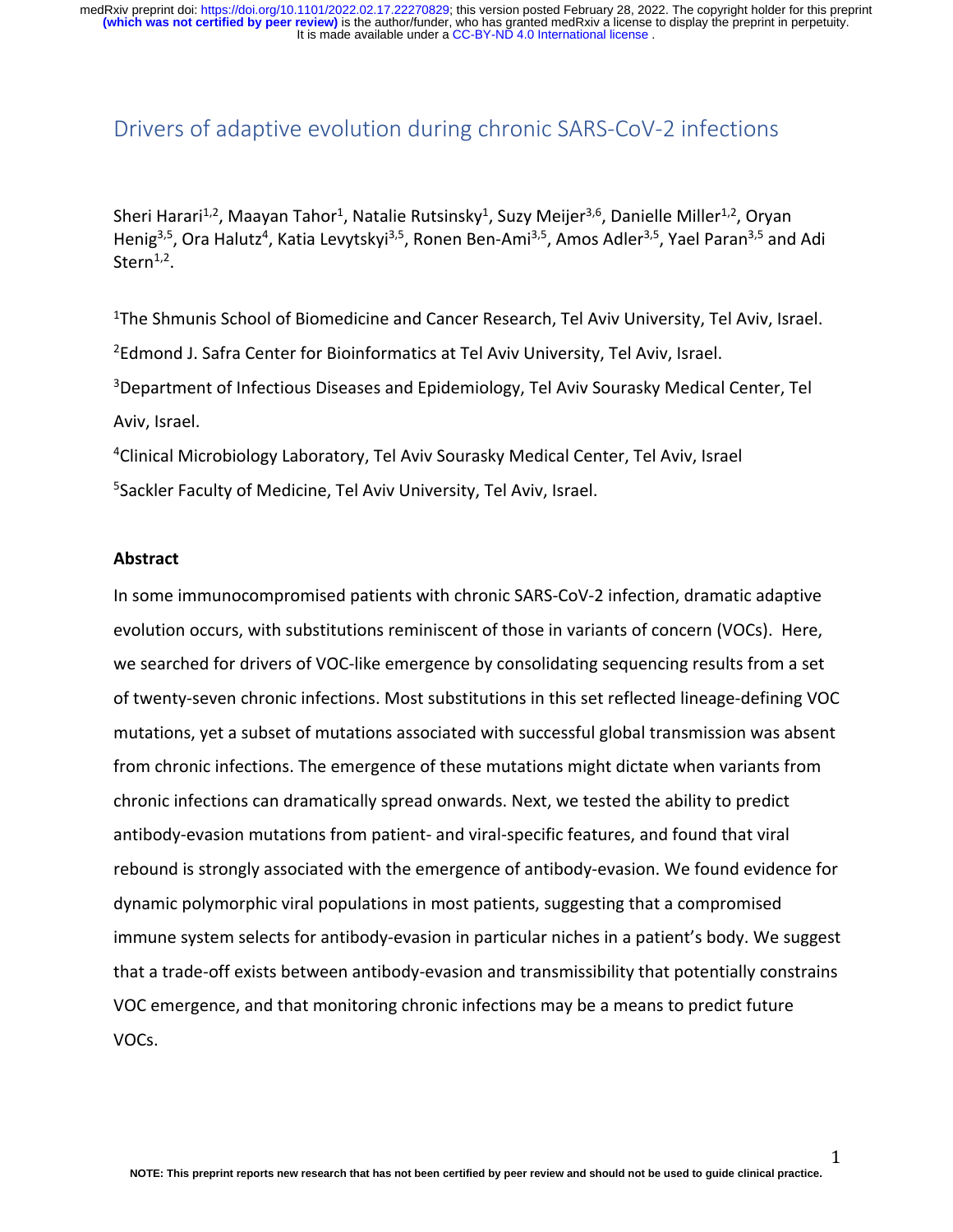# Drivers of adaptive evolution during chronic SARS-CoV-2 infections

Sheri Harari[1,2], Maayan Tahor[1], Natalie Rutsinsky[1], Suzy Meijer[3,6], Danielle Miller[1,2], Oryan Henig[3,5], Ora Halutz[4], Katia Levytskyi[3,5], Ronen Ben-Ami[3,5], Amos Adler[3,5], Yael Paran[3,5] and Adi Stern[1,2].

[1]The Shmunis School of Biomedicine and Cancer Research, Tel Aviv University, Tel Aviv, Israel.

[2]Edmond J. Safra Center for Bioinformatics at Tel Aviv University, Tel Aviv, Israel.

[3]Department of Infectious Diseases and Epidemiology, Tel Aviv Sourasky Medical Center, Tel Aviv, Israel.

[4]Clinical Microbiology Laboratory, Tel Aviv Sourasky Medical Center, Tel Aviv, Israel

[5]Sackler Faculty of Medicine, Tel Aviv University, Tel Aviv, Israel.

**Abstract**

In some immunocompromised patients with chronic SARS-CoV-2 infection, dramatic adaptive evolution occurs, with substitutions reminiscent of those in variants of concern (VOCs). Here, we searched for drivers of VOC-like emergence by consolidating sequencing results from a set of twenty-seven chronic infections. Most substitutions in this set reflected lineage-defining VOC mutations, yet a subset of mutations associated with successful global transmission was absent from chronic infections. The emergence of these mutations might dictate when variants from chronic infections can dramatically spread onwards. Next, we tested the ability to predict antibody-evasion mutations from patient- and viral-specific features, and found that viral rebound is strongly associated with the emergence of antibody-evasion. We found evidence for dynamic polymorphic viral populations in most patients, suggesting that a compromised immune system selects for antibody-evasion in particular niches in a patient's body. We suggest that a trade-off exists between antibody-evasion and transmissibility that potentially constrains VOC emergence, and that monitoring chronic infections may be a means to predict future VOCs.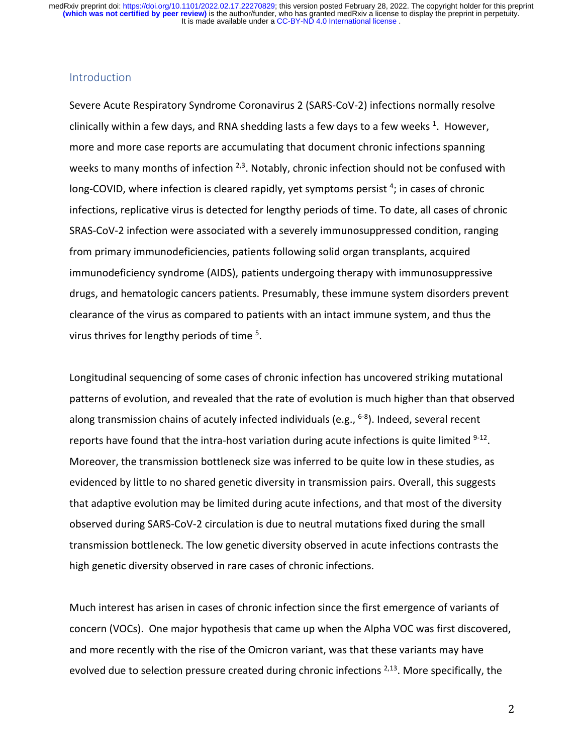## Introduction

Severe Acute Respiratory Syndrome Coronavirus 2 (SARS-CoV-2) infections normally resolve clinically within a few days, and RNA shedding lasts a few days to a few weeks [1]. However, more and more case reports are accumulating that document chronic infections spanning weeks to many months of infection [2,3]. Notably, chronic infection should not be confused with long-COVID, where infection is cleared rapidly, yet symptoms persist [4]; in cases of chronic infections, replicative virus is detected for lengthy periods of time. To date, all cases of chronic SRAS-CoV-2 infection were associated with a severely immunosuppressed condition, ranging from primary immunodeficiencies, patients following solid organ transplants, acquired immunodeficiency syndrome (AIDS), patients undergoing therapy with immunosuppressive drugs, and hematologic cancers patients. Presumably, these immune system disorders prevent clearance of the virus as compared to patients with an intact immune system, and thus the virus thrives for lengthy periods of time [5].

Longitudinal sequencing of some cases of chronic infection has uncovered striking mutational patterns of evolution, and revealed that the rate of evolution is much higher than that observed along transmission chains of acutely infected individuals (e.g., [6-8]). Indeed, several recent reports have found that the intra-host variation during acute infections is quite limited [9-12]. Moreover, the transmission bottleneck size was inferred to be quite low in these studies, as evidenced by little to no shared genetic diversity in transmission pairs. Overall, this suggests that adaptive evolution may be limited during acute infections, and that most of the diversity observed during SARS-CoV-2 circulation is due to neutral mutations fixed during the small transmission bottleneck. The low genetic diversity observed in acute infections contrasts the high genetic diversity observed in rare cases of chronic infections.

Much interest has arisen in cases of chronic infection since the first emergence of variants of concern (VOCs). One major hypothesis that came up when the Alpha VOC was first discovered, and more recently with the rise of the Omicron variant, was that these variants may have evolved due to selection pressure created during chronic infections [2,13]. More specifically, the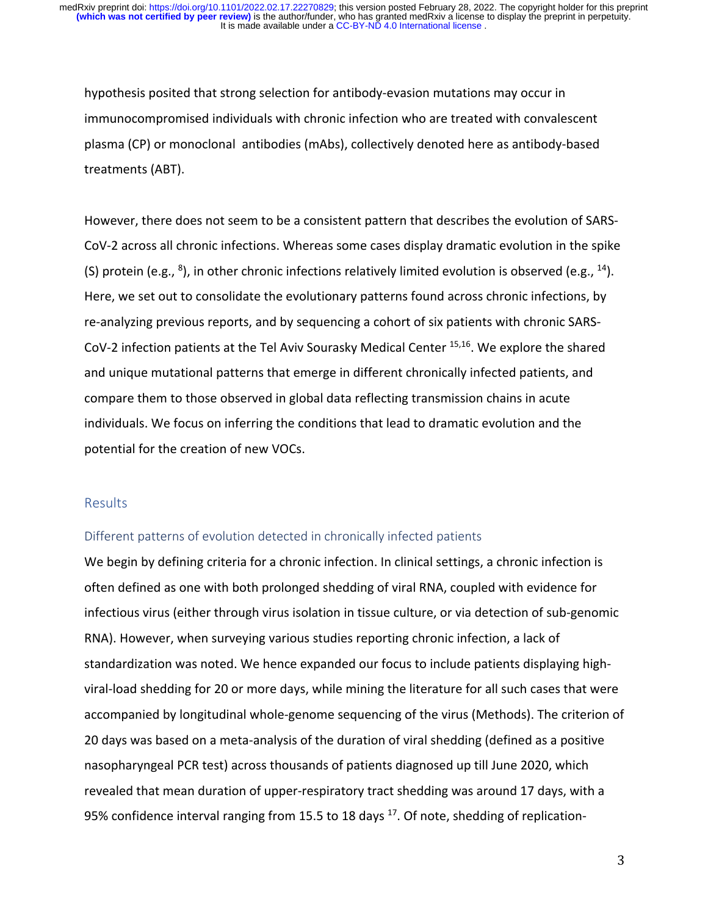hypothesis posited that strong selection for antibody-evasion mutations may occur in immunocompromised individuals with chronic infection who are treated with convalescent plasma (CP) or monoclonal antibodies (mAbs), collectively denoted here as antibody-based treatments (ABT).

However, there does not seem to be a consistent pattern that describes the evolution of SARS-CoV-2 across all chronic infections. Whereas some cases display dramatic evolution in the spike (S) protein (e.g., [8]), in other chronic infections relatively limited evolution is observed (e.g., [14]). Here, we set out to consolidate the evolutionary patterns found across chronic infections, by re-analyzing previous reports, and by sequencing a cohort of six patients with chronic SARS-CoV-2 infection patients at the Tel Aviv Sourasky Medical Center [15,16]. We explore the shared and unique mutational patterns that emerge in different chronically infected patients, and compare them to those observed in global data reflecting transmission chains in acute individuals. We focus on inferring the conditions that lead to dramatic evolution and the potential for the creation of new VOCs.

## Results

### Different patterns of evolution detected in chronically infected patients

We begin by defining criteria for a chronic infection. In clinical settings, a chronic infection is often defined as one with both prolonged shedding of viral RNA, coupled with evidence for infectious virus (either through virus isolation in tissue culture, or via detection of sub-genomic RNA). However, when surveying various studies reporting chronic infection, a lack of standardization was noted. We hence expanded our focus to include patients displaying high-viral-load shedding for 20 or more days, while mining the literature for all such cases that were accompanied by longitudinal whole-genome sequencing of the virus (Methods). The criterion of 20 days was based on a meta-analysis of the duration of viral shedding (defined as a positive nasopharyngeal PCR test) across thousands of patients diagnosed up till June 2020, which revealed that mean duration of upper-respiratory tract shedding was around 17 days, with a 95% confidence interval ranging from 15.5 to 18 days [17]. Of note, shedding of replication-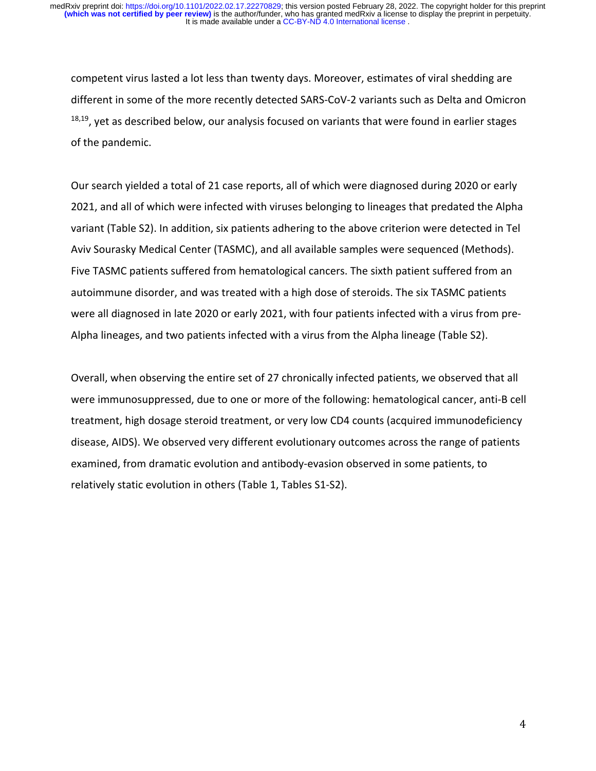competent virus lasted a lot less than twenty days. Moreover, estimates of viral shedding are different in some of the more recently detected SARS-CoV-2 variants such as Delta and Omicron [18,19], yet as described below, our analysis focused on variants that were found in earlier stages of the pandemic.

Our search yielded a total of 21 case reports, all of which were diagnosed during 2020 or early 2021, and all of which were infected with viruses belonging to lineages that predated the Alpha variant (Table S2). In addition, six patients adhering to the above criterion were detected in Tel Aviv Sourasky Medical Center (TASMC), and all available samples were sequenced (Methods). Five TASMC patients suffered from hematological cancers. The sixth patient suffered from an autoimmune disorder, and was treated with a high dose of steroids. The six TASMC patients were all diagnosed in late 2020 or early 2021, with four patients infected with a virus from pre-Alpha lineages, and two patients infected with a virus from the Alpha lineage (Table S2).

Overall, when observing the entire set of 27 chronically infected patients, we observed that all were immunosuppressed, due to one or more of the following: hematological cancer, anti-B cell treatment, high dosage steroid treatment, or very low CD4 counts (acquired immunodeficiency disease, AIDS). We observed very different evolutionary outcomes across the range of patients examined, from dramatic evolution and antibody-evasion observed in some patients, to relatively static evolution in others (Table 1, Tables S1-S2).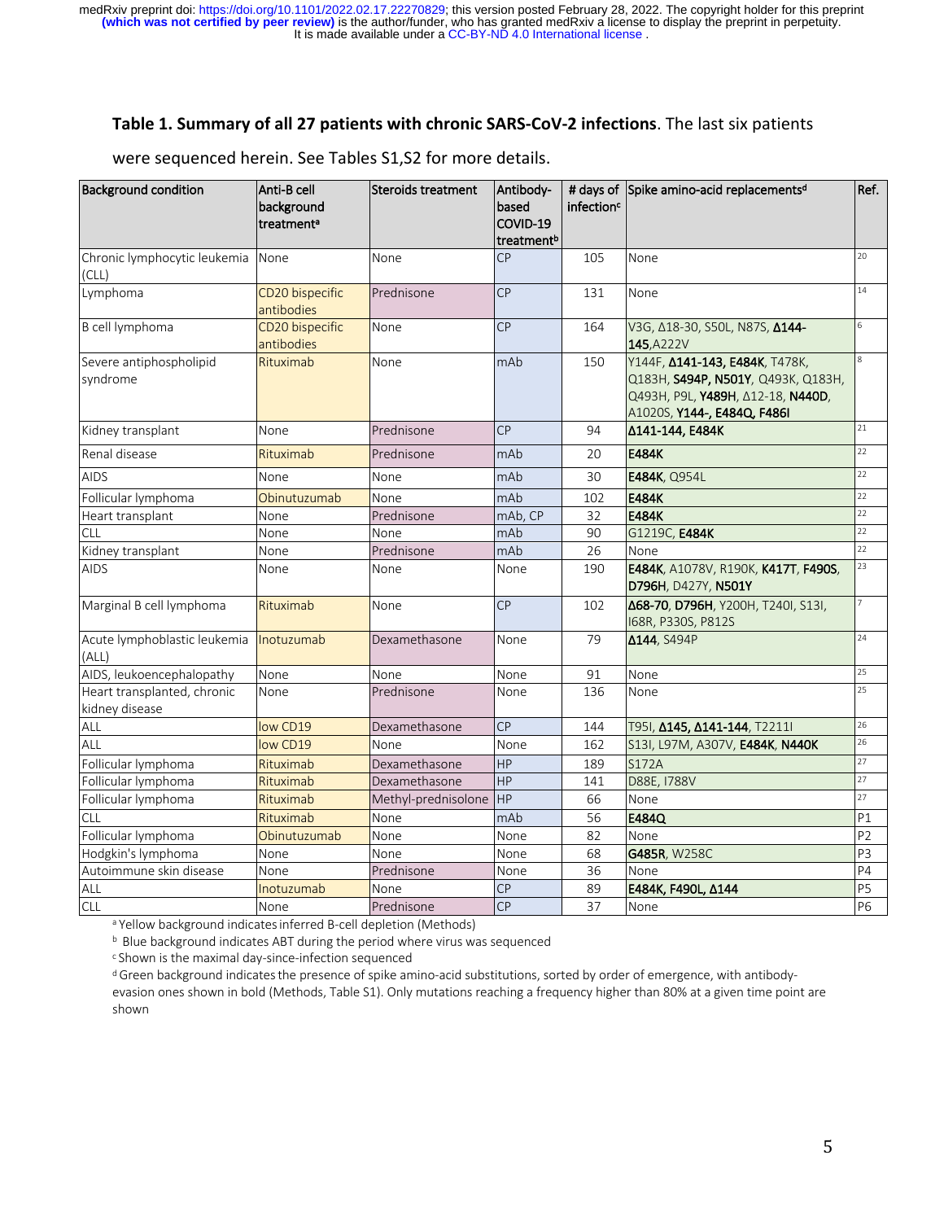**Table 1. Summary of all 27 patients with chronic SARS-CoV-2 infections**. The last six patients were sequenced herein. See Tables S1,S2 for more details.

| Background condition | Anti-B cell background treatment[a] | Steroids treatment | Antibody-based COVID-19 treatment[b] | # days of infection[c] | Spike amino-acid replacements[d] | Ref. |
|---|---|---|---|---|---|---|
| Chronic lymphocytic leukemia (CLL) | None | None | CP | 105 | None | 20 |
| Lymphoma | CD20 bispecific antibodies | Prednisone | CP | 131 | None | 14 |
| B cell lymphoma | CD20 bispecific antibodies | None | CP | 164 | V3G, Δ18-30, S50L, N87S, **Δ144-145**,A222V | 6 |
| Severe antiphospholipid syndrome | Rituximab | None | mAb | 150 | Y144F, **Δ141-143, E484K**, T478K, Q183H, **S494P, N501Y**, Q493K, Q183H, Q493H, P9L, **Y489H**, Δ12-18, **N440D**, A1020S, **Y144-, E484Q, F486I** | 8 |
| Kidney transplant | None | Prednisone | CP | 94 | **Δ141-144, E484K** | 21 |
| Renal disease | Rituximab | Prednisone | mAb | 20 | **E484K** | 22 |
| AIDS | None | None | mAb | 30 | **E484K**, Q954L | 22 |
| Follicular lymphoma | Obinutuzumab | None | mAb | 102 | **E484K** | 22 |
| Heart transplant | None | Prednisone | mAb, CP | 32 | **E484K** | 22 |
| CLL | None | None | mAb | 90 | G1219C, **E484K** | 22 |
| Kidney transplant | None | Prednisone | mAb | 26 | None | 22 |
| AIDS | None | None | None | 190 | **E484K**, A1078V, R190K, **K417T, F490S, D796H**, D427Y, **N501Y** | 23 |
| Marginal B cell lymphoma | Rituximab | None | CP | 102 | **Δ68-70, D796H**, Y200H, T240I, S13I, I68R, P330S, P812S | 7 |
| Acute lymphoblastic leukemia (ALL) | Inotuzumab | Dexamethasone | None | 79 | **Δ144**, S494P | 24 |
| AIDS, leukoencephalopathy | None | None | None | 91 | None | 25 |
| Heart transplanted, chronic kidney disease | None | Prednisone | None | 136 | None | 25 |
| ALL | low CD19 | Dexamethasone | CP | 144 | T95I, **Δ145, Δ141-144**, T2211I | 26 |
| ALL | low CD19 | None | None | 162 | S13I, L97M, A307V, **E484K, N440K** | 26 |
| Follicular lymphoma | Rituximab | Dexamethasone | HP | 189 | S172A | 27 |
| Follicular lymphoma | Rituximab | Dexamethasone | HP | 141 | D88E, I788V | 27 |
| Follicular lymphoma | Rituximab | Methyl-prednisolone | HP | 66 | None | 27 |
| CLL | Rituximab | None | mAb | 56 | **E484Q** | P1 |
| Follicular lymphoma | Obinutuzumab | None | None | 82 | None | P2 |
| Hodgkin's lymphoma | None | None | None | 68 | **G485R**, W258C | P3 |
| Autoimmune skin disease | None | Prednisone | None | 36 | None | P4 |
| ALL | Inotuzumab | None | CP | 89 | **E484K, F490L, Δ144** | P5 |
| CLL | None | Prednisone | CP | 37 | None | P6 |

[a] Yellow background indicates inferred B-cell depletion (Methods)

[b] Blue background indicates ABT during the period where virus was sequenced

[c] Shown is the maximal day-since-infection sequenced

[d] Green background indicates the presence of spike amino-acid substitutions, sorted by order of emergence, with antibody-evasion ones shown in bold (Methods, Table S1). Only mutations reaching a frequency higher than 80% at a given time point are shown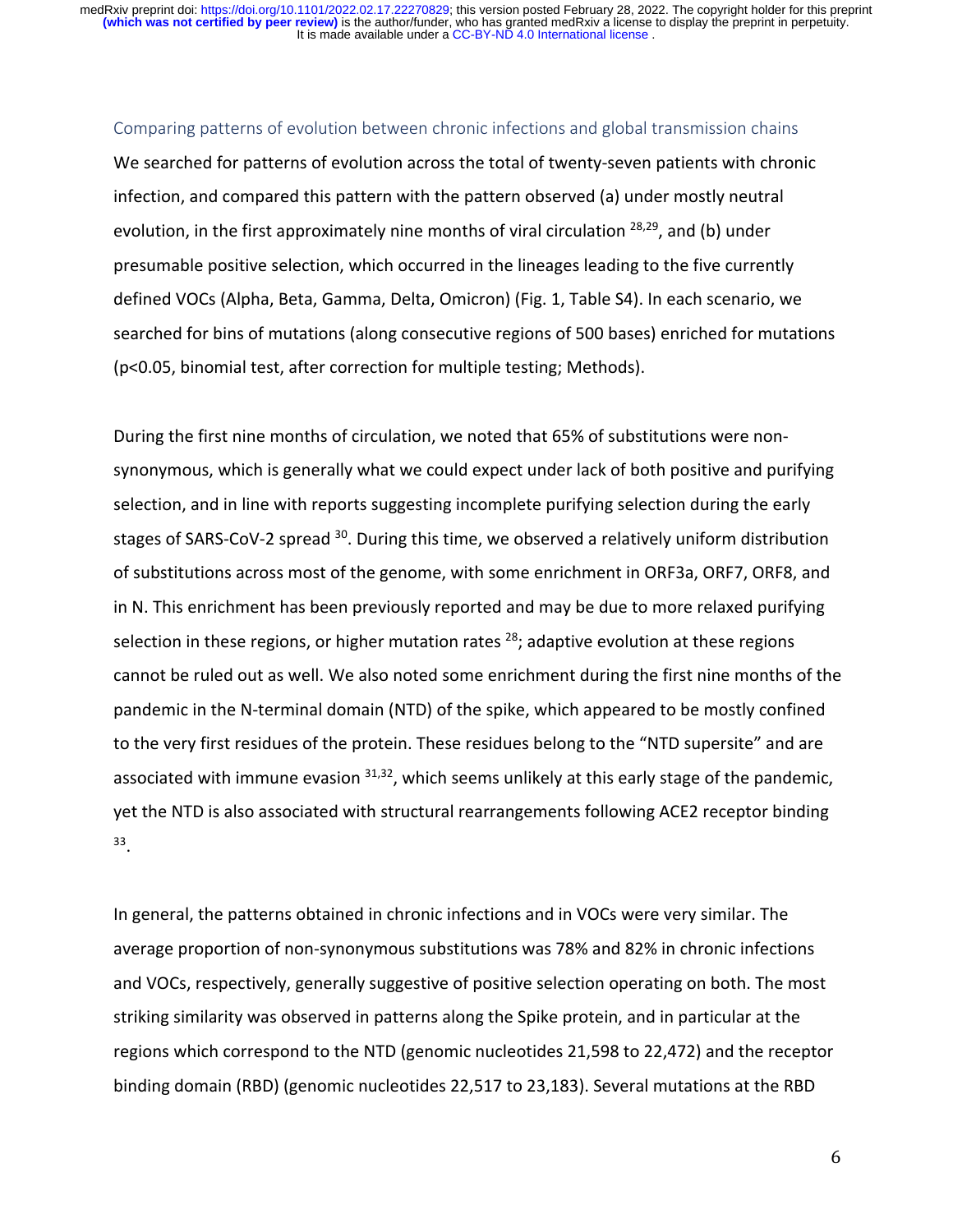## Comparing patterns of evolution between chronic infections and global transmission chains

We searched for patterns of evolution across the total of twenty-seven patients with chronic infection, and compared this pattern with the pattern observed (a) under mostly neutral evolution, in the first approximately nine months of viral circulation [28,29], and (b) under presumable positive selection, which occurred in the lineages leading to the five currently defined VOCs (Alpha, Beta, Gamma, Delta, Omicron) (Fig. 1, Table S4). In each scenario, we searched for bins of mutations (along consecutive regions of 500 bases) enriched for mutations ($p<0.05$, binomial test, after correction for multiple testing; Methods).

During the first nine months of circulation, we noted that 65% of substitutions were non-synonymous, which is generally what we could expect under lack of both positive and purifying selection, and in line with reports suggesting incomplete purifying selection during the early stages of SARS-CoV-2 spread [30]. During this time, we observed a relatively uniform distribution of substitutions across most of the genome, with some enrichment in ORF3a, ORF7, ORF8, and in N. This enrichment has been previously reported and may be due to more relaxed purifying selection in these regions, or higher mutation rates [28]; adaptive evolution at these regions cannot be ruled out as well. We also noted some enrichment during the first nine months of the pandemic in the N-terminal domain (NTD) of the spike, which appeared to be mostly confined to the very first residues of the protein. These residues belong to the "NTD supersite" and are associated with immune evasion [31,32], which seems unlikely at this early stage of the pandemic, yet the NTD is also associated with structural rearrangements following ACE2 receptor binding [33].

In general, the patterns obtained in chronic infections and in VOCs were very similar. The average proportion of non-synonymous substitutions was 78% and 82% in chronic infections and VOCs, respectively, generally suggestive of positive selection operating on both. The most striking similarity was observed in patterns along the Spike protein, and in particular at the regions which correspond to the NTD (genomic nucleotides 21,598 to 22,472) and the receptor binding domain (RBD) (genomic nucleotides 22,517 to 23,183). Several mutations at the RBD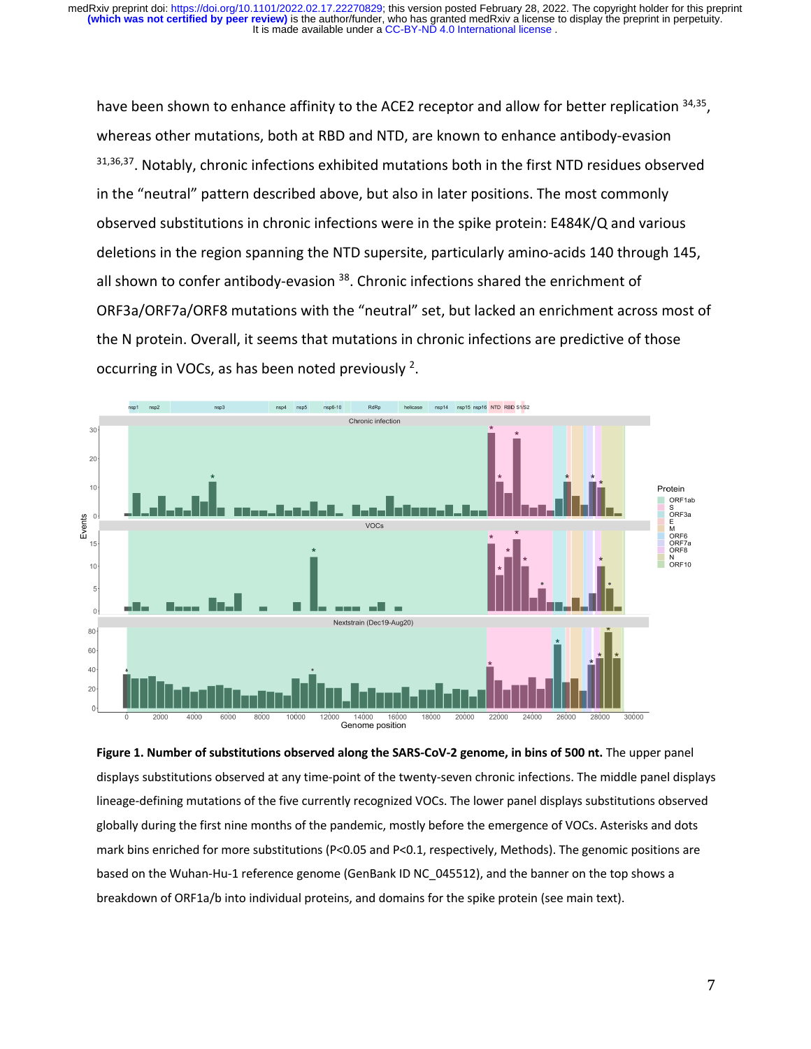have been shown to enhance affinity to the ACE2 receptor and allow for better replication [34,35], whereas other mutations, both at RBD and NTD, are known to enhance antibody-evasion [31,36,37]. Notably, chronic infections exhibited mutations both in the first NTD residues observed in the "neutral" pattern described above, but also in later positions. The most commonly observed substitutions in chronic infections were in the spike protein: E484K/Q and various deletions in the region spanning the NTD supersite, particularly amino-acids 140 through 145, all shown to confer antibody-evasion [38]. Chronic infections shared the enrichment of ORF3a/ORF7a/ORF8 mutations with the "neutral" set, but lacked an enrichment across most of the N protein. Overall, it seems that mutations in chronic infections are predictive of those occurring in VOCs, as has been noted previously [2].

**Figure 1. Number of substitutions observed along the SARS-CoV-2 genome, in bins of 500 nt.** The upper panel displays substitutions observed at any time-point of the twenty-seven chronic infections. The middle panel displays lineage-defining mutations of the five currently recognized VOCs. The lower panel displays substitutions observed globally during the first nine months of the pandemic, mostly before the emergence of VOCs. Asterisks and dots mark bins enriched for more substitutions (P<0.05 and P<0.1, respectively, Methods). The genomic positions are based on the Wuhan-Hu-1 reference genome (GenBank ID NC_045512), and the banner on the top shows a breakdown of ORF1a/b into individual proteins, and domains for the spike protein (see main text).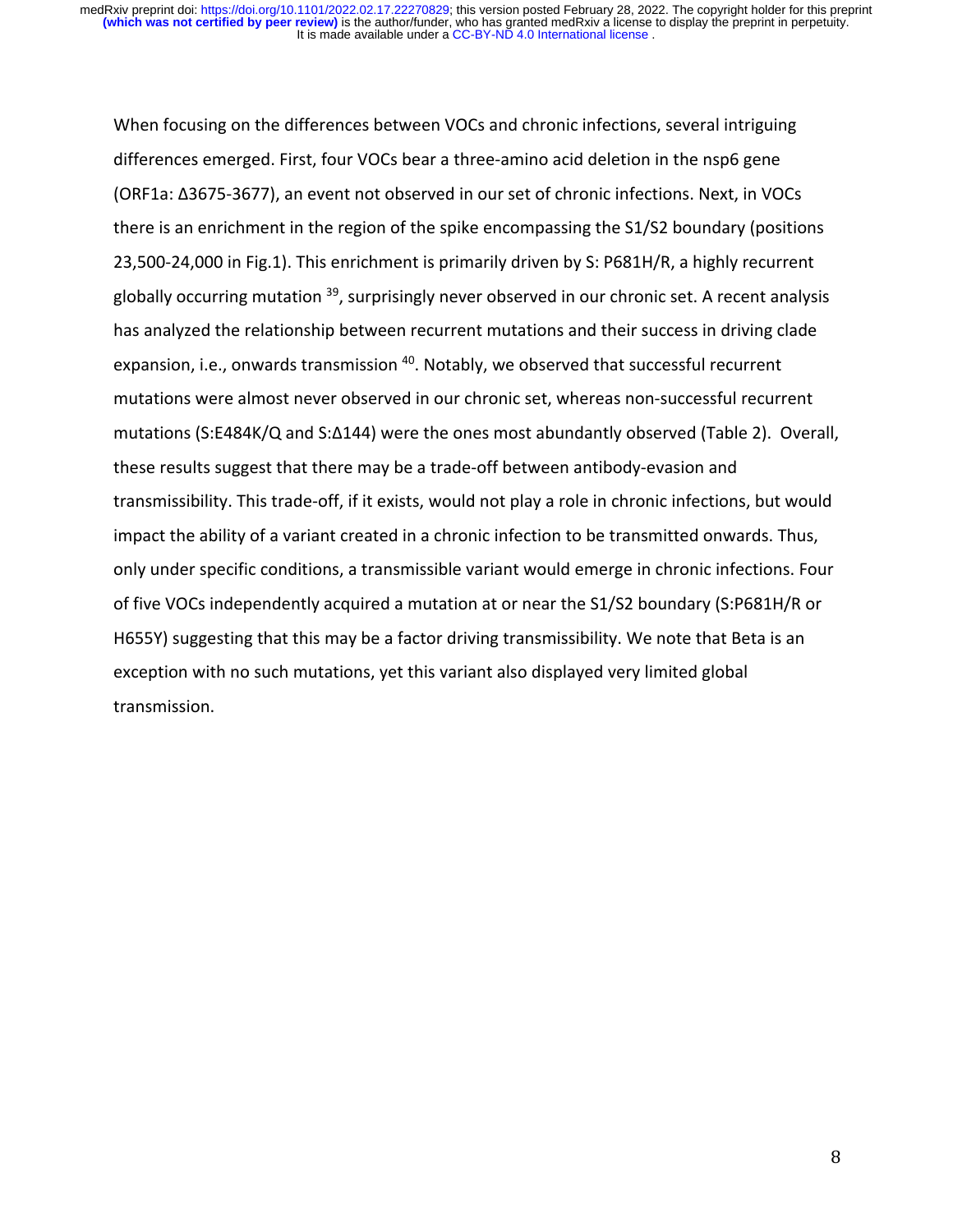When focusing on the differences between VOCs and chronic infections, several intriguing differences emerged. First, four VOCs bear a three-amino acid deletion in the nsp6 gene (ORF1a: Δ3675-3677), an event not observed in our set of chronic infections. Next, in VOCs there is an enrichment in the region of the spike encompassing the S1/S2 boundary (positions 23,500-24,000 in Fig.1). This enrichment is primarily driven by S: P681H/R, a highly recurrent globally occurring mutation [39], surprisingly never observed in our chronic set. A recent analysis has analyzed the relationship between recurrent mutations and their success in driving clade expansion, i.e., onwards transmission [40]. Notably, we observed that successful recurrent mutations were almost never observed in our chronic set, whereas non-successful recurrent mutations (S:E484K/Q and S:Δ144) were the ones most abundantly observed (Table 2). Overall, these results suggest that there may be a trade-off between antibody-evasion and transmissibility. This trade-off, if it exists, would not play a role in chronic infections, but would impact the ability of a variant created in a chronic infection to be transmitted onwards. Thus, only under specific conditions, a transmissible variant would emerge in chronic infections. Four of five VOCs independently acquired a mutation at or near the S1/S2 boundary (S:P681H/R or H655Y) suggesting that this may be a factor driving transmissibility. We note that Beta is an exception with no such mutations, yet this variant also displayed very limited global transmission.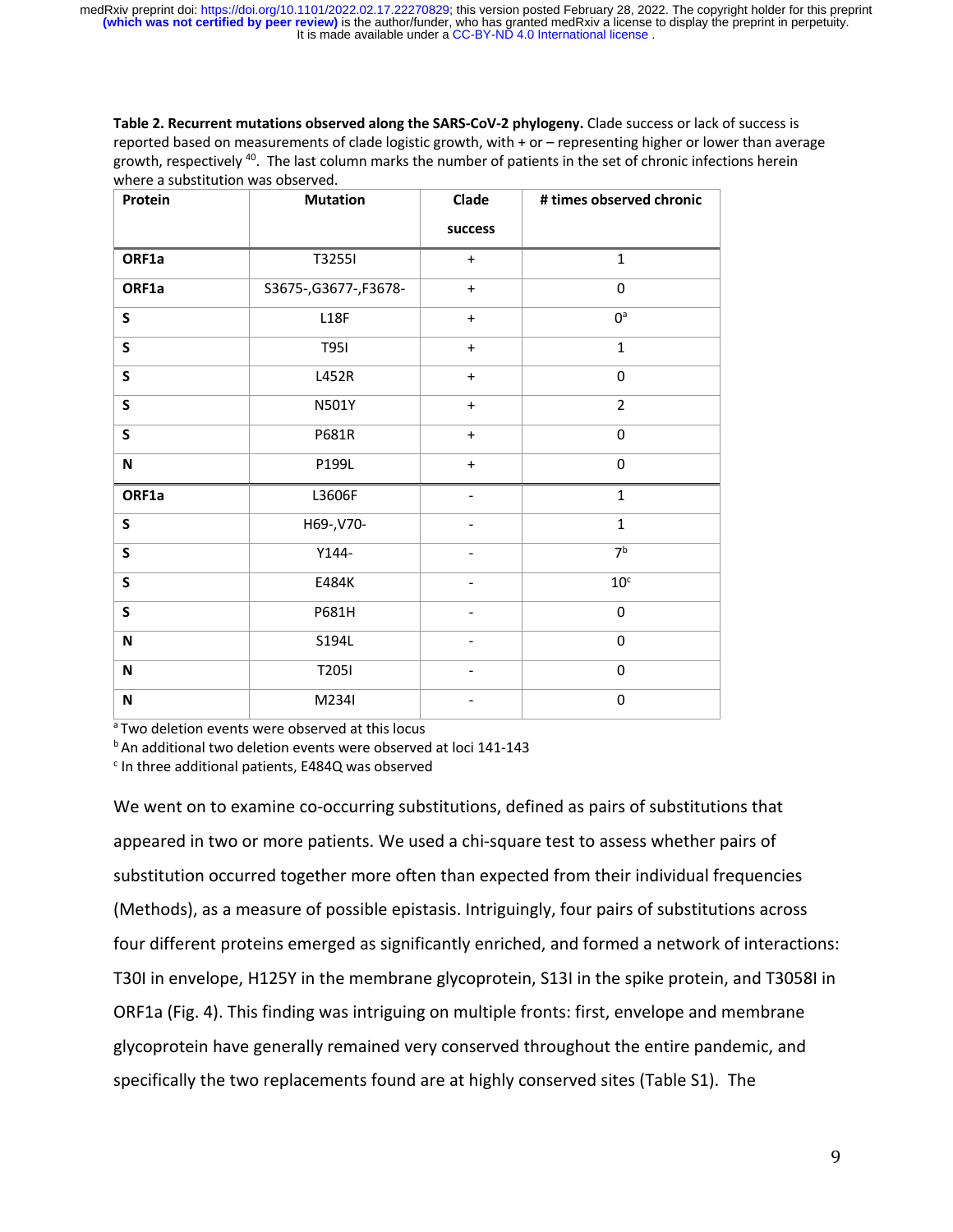**Table 2. Recurrent mutations observed along the SARS-CoV-2 phylogeny.** Clade success or lack of success is reported based on measurements of clade logistic growth, with + or – representing higher or lower than average growth, respectively [40]. The last column marks the number of patients in the set of chronic infections herein where a substitution was observed.

| Protein | Mutation | Clade success | # times observed chronic |
|---|---|---|---|
| **ORF1a** | T3255I | + | 1 |
| **ORF1a** | S3675-,G3677-,F3678- | + | 0 |
| **S** | L18F | + | 0[a] |
| **S** | T95I | + | 1 |
| **S** | L452R | + | 0 |
| **S** | N501Y | + | 2 |
| **S** | P681R | + | 0 |
| **N** | P199L | + | 0 |
| **ORF1a** | L3606F | - | 1 |
| **S** | H69-,V70- | - | 1 |
| **S** | Y144- | - | 7[b] |
| **S** | E484K | - | 10[c] |
| **S** | P681H | - | 0 |
| **N** | S194L | - | 0 |
| **N** | T205I | - | 0 |
| **N** | M234I | - | 0 |

[a] Two deletion events were observed at this locus

[b] An additional two deletion events were observed at loci 141-143

[c] In three additional patients, E484Q was observed

We went on to examine co-occurring substitutions, defined as pairs of substitutions that appeared in two or more patients. We used a chi-square test to assess whether pairs of substitution occurred together more often than expected from their individual frequencies (Methods), as a measure of possible epistasis. Intriguingly, four pairs of substitutions across four different proteins emerged as significantly enriched, and formed a network of interactions: T30I in envelope, H125Y in the membrane glycoprotein, S13I in the spike protein, and T3058I in ORF1a (Fig. 4). This finding was intriguing on multiple fronts: first, envelope and membrane glycoprotein have generally remained very conserved throughout the entire pandemic, and specifically the two replacements found are at highly conserved sites (Table S1). The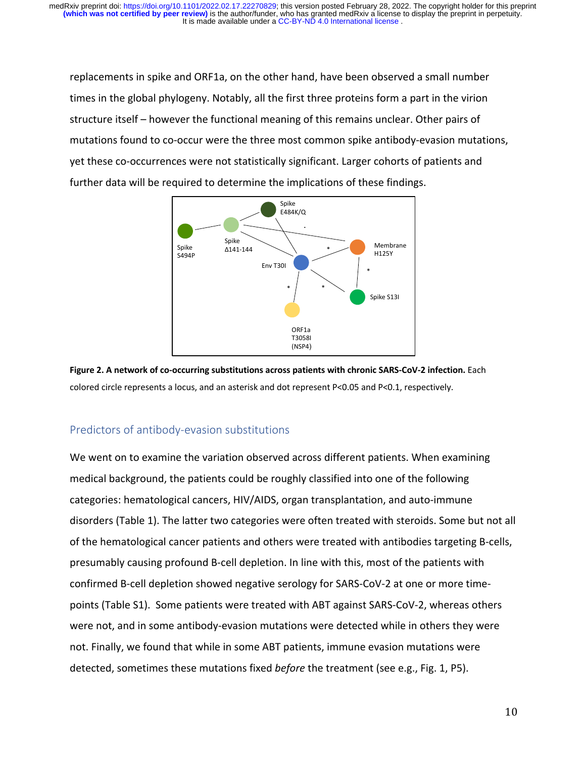replacements in spike and ORF1a, on the other hand, have been observed a small number times in the global phylogeny. Notably, all the first three proteins form a part in the virion structure itself – however the functional meaning of this remains unclear. Other pairs of mutations found to co-occur were the three most common spike antibody-evasion mutations, yet these co-occurrences were not statistically significant. Larger cohorts of patients and further data will be required to determine the implications of these findings.

**Figure 2. A network of co-occurring substitutions across patients with chronic SARS-CoV-2 infection.** Each colored circle represents a locus, and an asterisk and dot represent P<0.05 and P<0.1, respectively.

## Predictors of antibody-evasion substitutions

We went on to examine the variation observed across different patients. When examining medical background, the patients could be roughly classified into one of the following categories: hematological cancers, HIV/AIDS, organ transplantation, and auto-immune disorders (Table 1). The latter two categories were often treated with steroids. Some but not all of the hematological cancer patients and others were treated with antibodies targeting B-cells, presumably causing profound B-cell depletion. In line with this, most of the patients with confirmed B-cell depletion showed negative serology for SARS-CoV-2 at one or more time-points (Table S1). Some patients were treated with ABT against SARS-CoV-2, whereas others were not, and in some antibody-evasion mutations were detected while in others they were not. Finally, we found that while in some ABT patients, immune evasion mutations were detected, sometimes these mutations fixed *before* the treatment (see e.g., Fig. 1, P5).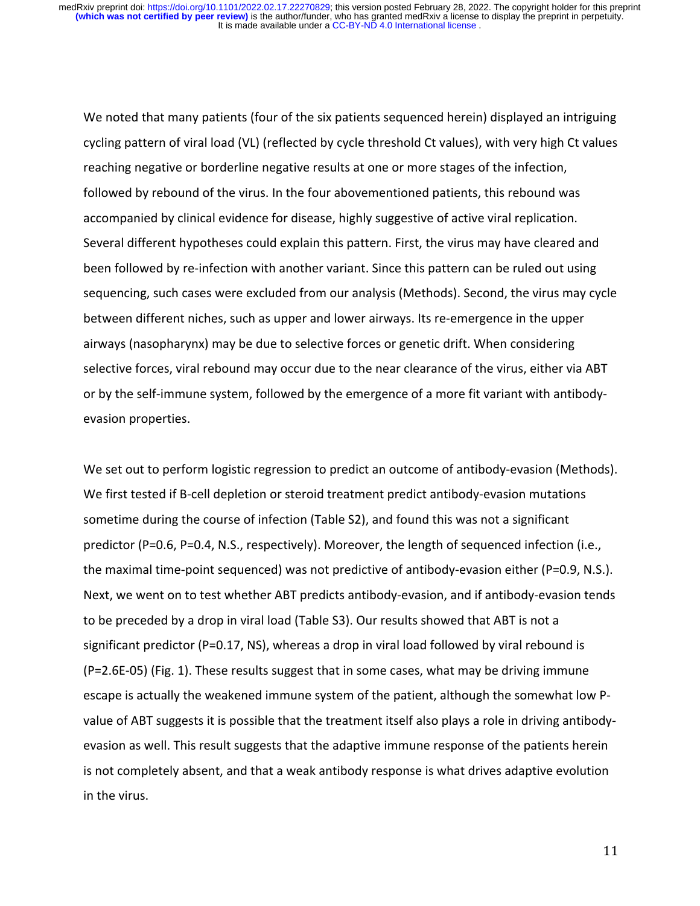We noted that many patients (four of the six patients sequenced herein) displayed an intriguing cycling pattern of viral load (VL) (reflected by cycle threshold Ct values), with very high Ct values reaching negative or borderline negative results at one or more stages of the infection, followed by rebound of the virus. In the four abovementioned patients, this rebound was accompanied by clinical evidence for disease, highly suggestive of active viral replication. Several different hypotheses could explain this pattern. First, the virus may have cleared and been followed by re-infection with another variant. Since this pattern can be ruled out using sequencing, such cases were excluded from our analysis (Methods). Second, the virus may cycle between different niches, such as upper and lower airways. Its re-emergence in the upper airways (nasopharynx) may be due to selective forces or genetic drift. When considering selective forces, viral rebound may occur due to the near clearance of the virus, either via ABT or by the self-immune system, followed by the emergence of a more fit variant with antibody-evasion properties.

We set out to perform logistic regression to predict an outcome of antibody-evasion (Methods). We first tested if B-cell depletion or steroid treatment predict antibody-evasion mutations sometime during the course of infection (Table S2), and found this was not a significant predictor ($P=0.6$, $P=0.4$, N.S., respectively). Moreover, the length of sequenced infection (i.e., the maximal time-point sequenced) was not predictive of antibody-evasion either ($P=0.9$, N.S.). Next, we went on to test whether ABT predicts antibody-evasion, and if antibody-evasion tends to be preceded by a drop in viral load (Table S3). Our results showed that ABT is not a significant predictor ($P=0.17$, NS), whereas a drop in viral load followed by viral rebound is ($P=2.6E\text{-}05$) (Fig. 1). These results suggest that in some cases, what may be driving immune escape is actually the weakened immune system of the patient, although the somewhat low P-value of ABT suggests it is possible that the treatment itself also plays a role in driving antibody-evasion as well. This result suggests that the adaptive immune response of the patients herein is not completely absent, and that a weak antibody response is what drives adaptive evolution in the virus.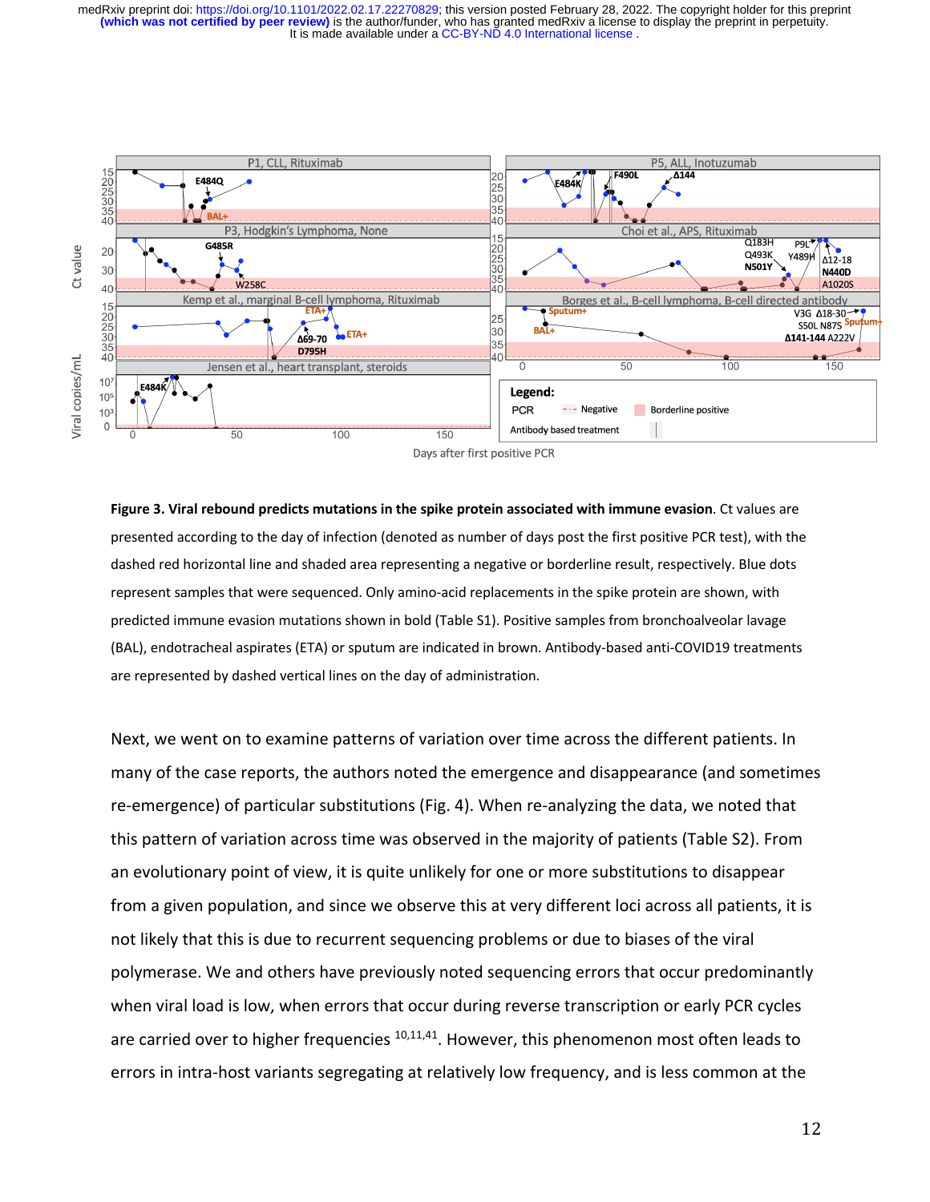**Figure 3. Viral rebound predicts mutations in the spike protein associated with immune evasion**. Ct values are presented according to the day of infection (denoted as number of days post the first positive PCR test), with the dashed red horizontal line and shaded area representing a negative or borderline result, respectively. Blue dots represent samples that were sequenced. Only amino-acid replacements in the spike protein are shown, with predicted immune evasion mutations shown in bold (Table S1). Positive samples from bronchoalveolar lavage (BAL), endotracheal aspirates (ETA) or sputum are indicated in brown. Antibody-based anti-COVID19 treatments are represented by dashed vertical lines on the day of administration.

Next, we went on to examine patterns of variation over time across the different patients. In many of the case reports, the authors noted the emergence and disappearance (and sometimes re-emergence) of particular substitutions (Fig. 4). When re-analyzing the data, we noted that this pattern of variation across time was observed in the majority of patients (Table S2). From an evolutionary point of view, it is quite unlikely for one or more substitutions to disappear from a given population, and since we observe this at very different loci across all patients, it is not likely that this is due to recurrent sequencing problems or due to biases of the viral polymerase. We and others have previously noted sequencing errors that occur predominantly when viral load is low, when errors that occur during reverse transcription or early PCR cycles are carried over to higher frequencies [10,11,41]. However, this phenomenon most often leads to errors in intra-host variants segregating at relatively low frequency, and is less common at the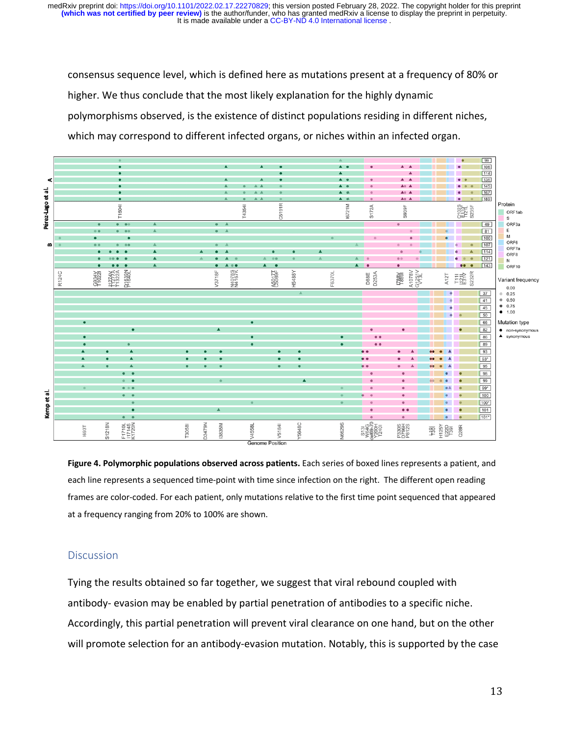consensus sequence level, which is defined here as mutations present at a frequency of 80% or higher. We thus conclude that the most likely explanation for the highly dynamic polymorphisms observed, is the existence of distinct populations residing in different niches, which may correspond to different infected organs, or niches within an infected organ.

**Figure 4. Polymorphic populations observed across patients.** Each series of boxed lines represents a patient, and each line represents a sequenced time-point with time since infection on the right. The different open reading frames are color-coded. For each patient, only mutations relative to the first time point sequenced that appeared at a frequency ranging from 20% to 100% are shown.

## Discussion

Tying the results obtained so far together, we suggest that viral rebound coupled with antibody- evasion may be enabled by partial penetration of antibodies to a specific niche. Accordingly, this partial penetration will prevent viral clearance on one hand, but on the other will promote selection for an antibody-evasion mutation. Notably, this is supported by the case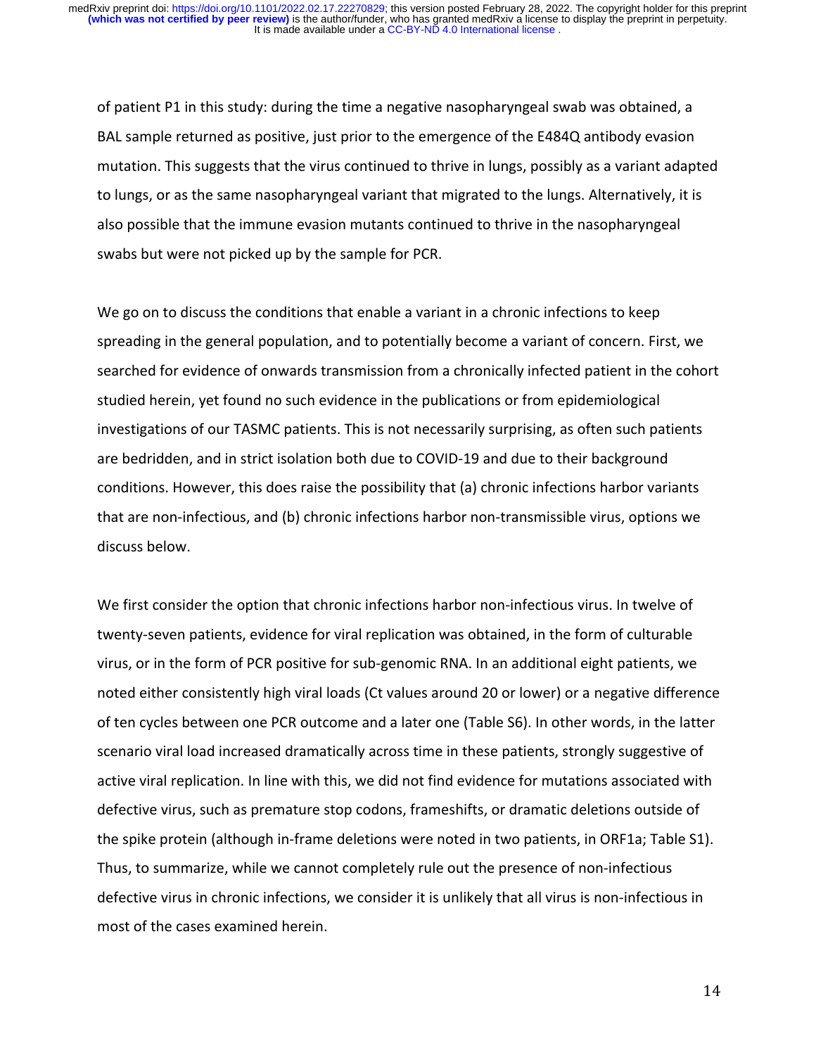of patient P1 in this study: during the time a negative nasopharyngeal swab was obtained, a BAL sample returned as positive, just prior to the emergence of the E484Q antibody evasion mutation. This suggests that the virus continued to thrive in lungs, possibly as a variant adapted to lungs, or as the same nasopharyngeal variant that migrated to the lungs. Alternatively, it is also possible that the immune evasion mutants continued to thrive in the nasopharyngeal swabs but were not picked up by the sample for PCR.

We go on to discuss the conditions that enable a variant in a chronic infections to keep spreading in the general population, and to potentially become a variant of concern. First, we searched for evidence of onwards transmission from a chronically infected patient in the cohort studied herein, yet found no such evidence in the publications or from epidemiological investigations of our TASMC patients. This is not necessarily surprising, as often such patients are bedridden, and in strict isolation both due to COVID-19 and due to their background conditions. However, this does raise the possibility that (a) chronic infections harbor variants that are non-infectious, and (b) chronic infections harbor non-transmissible virus, options we discuss below.

We first consider the option that chronic infections harbor non-infectious virus. In twelve of twenty-seven patients, evidence for viral replication was obtained, in the form of culturable virus, or in the form of PCR positive for sub-genomic RNA. In an additional eight patients, we noted either consistently high viral loads (Ct values around 20 or lower) or a negative difference of ten cycles between one PCR outcome and a later one (Table S6). In other words, in the latter scenario viral load increased dramatically across time in these patients, strongly suggestive of active viral replication. In line with this, we did not find evidence for mutations associated with defective virus, such as premature stop codons, frameshifts, or dramatic deletions outside of the spike protein (although in-frame deletions were noted in two patients, in ORF1a; Table S1). Thus, to summarize, while we cannot completely rule out the presence of non-infectious defective virus in chronic infections, we consider it is unlikely that all virus is non-infectious in most of the cases examined herein.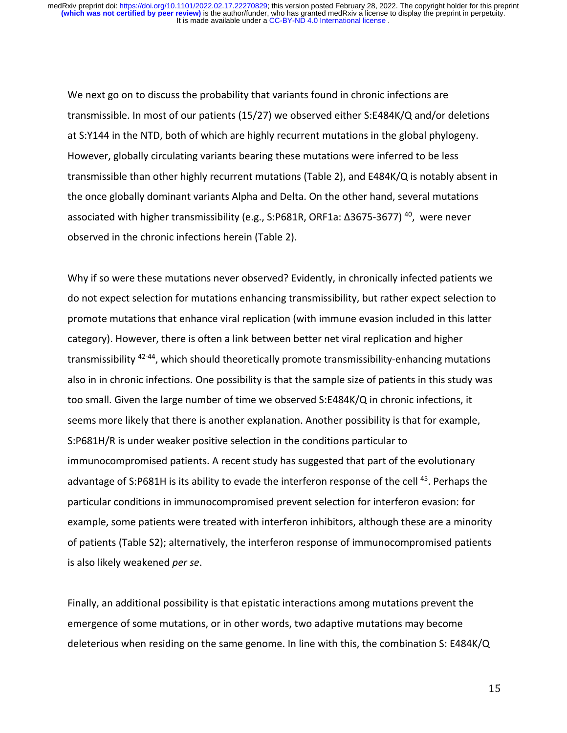We next go on to discuss the probability that variants found in chronic infections are transmissible. In most of our patients (15/27) we observed either S:E484K/Q and/or deletions at S:Y144 in the NTD, both of which are highly recurrent mutations in the global phylogeny. However, globally circulating variants bearing these mutations were inferred to be less transmissible than other highly recurrent mutations (Table 2), and E484K/Q is notably absent in the once globally dominant variants Alpha and Delta. On the other hand, several mutations associated with higher transmissibility (e.g., S:P681R, ORF1a: Δ3675-3677) [40], were never observed in the chronic infections herein (Table 2).

Why if so were these mutations never observed? Evidently, in chronically infected patients we do not expect selection for mutations enhancing transmissibility, but rather expect selection to promote mutations that enhance viral replication (with immune evasion included in this latter category). However, there is often a link between better net viral replication and higher transmissibility [42-44], which should theoretically promote transmissibility-enhancing mutations also in in chronic infections. One possibility is that the sample size of patients in this study was too small. Given the large number of time we observed S:E484K/Q in chronic infections, it seems more likely that there is another explanation. Another possibility is that for example, S:P681H/R is under weaker positive selection in the conditions particular to immunocompromised patients. A recent study has suggested that part of the evolutionary advantage of S:P681H is its ability to evade the interferon response of the cell [45]. Perhaps the particular conditions in immunocompromised prevent selection for interferon evasion: for example, some patients were treated with interferon inhibitors, although these are a minority of patients (Table S2); alternatively, the interferon response of immunocompromised patients is also likely weakened *per se*.

Finally, an additional possibility is that epistatic interactions among mutations prevent the emergence of some mutations, or in other words, two adaptive mutations may become deleterious when residing on the same genome. In line with this, the combination S: E484K/Q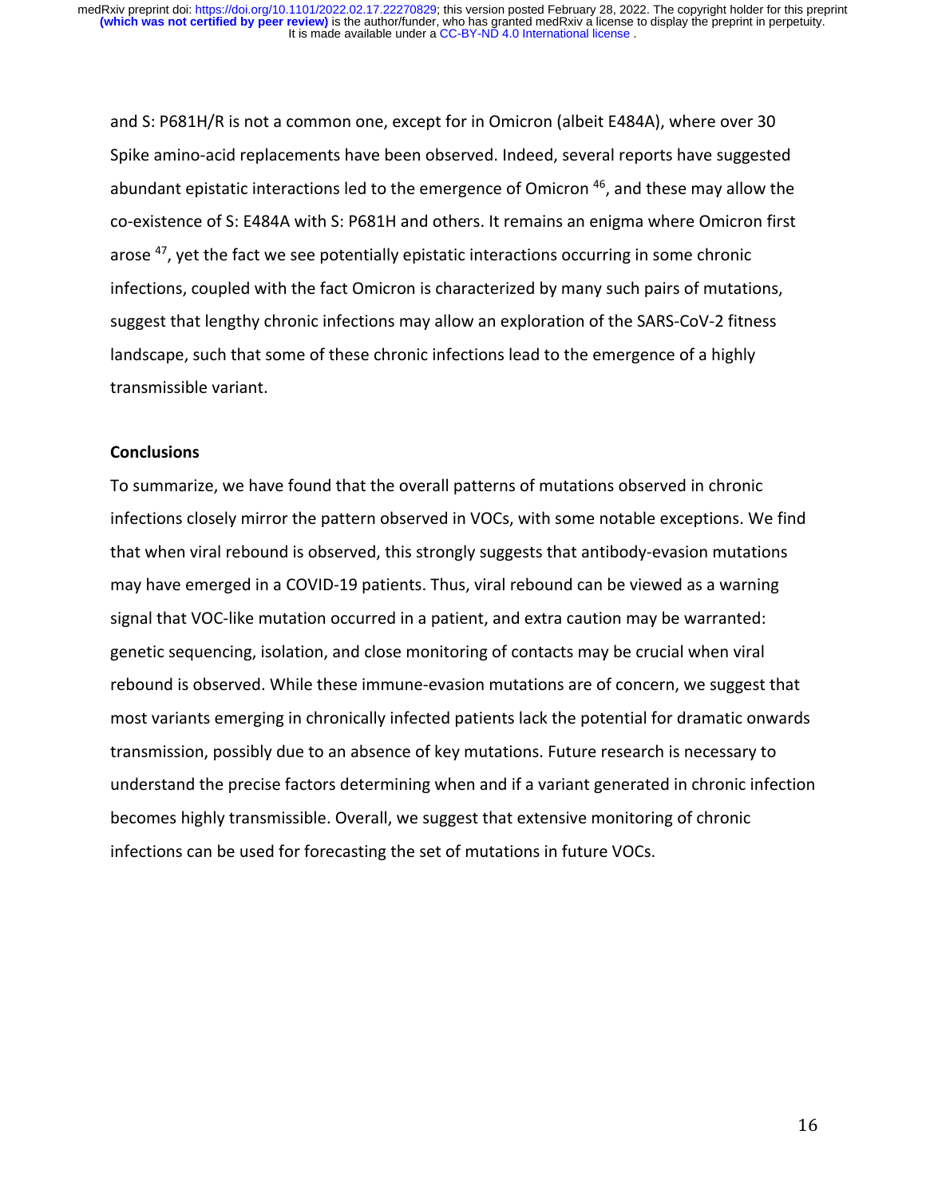and S: P681H/R is not a common one, except for in Omicron (albeit E484A), where over 30 Spike amino-acid replacements have been observed. Indeed, several reports have suggested abundant epistatic interactions led to the emergence of Omicron [46], and these may allow the co-existence of S: E484A with S: P681H and others. It remains an enigma where Omicron first arose [47], yet the fact we see potentially epistatic interactions occurring in some chronic infections, coupled with the fact Omicron is characterized by many such pairs of mutations, suggest that lengthy chronic infections may allow an exploration of the SARS-CoV-2 fitness landscape, such that some of these chronic infections lead to the emergence of a highly transmissible variant.

**Conclusions**

To summarize, we have found that the overall patterns of mutations observed in chronic infections closely mirror the pattern observed in VOCs, with some notable exceptions. We find that when viral rebound is observed, this strongly suggests that antibody-evasion mutations may have emerged in a COVID-19 patients. Thus, viral rebound can be viewed as a warning signal that VOC-like mutation occurred in a patient, and extra caution may be warranted: genetic sequencing, isolation, and close monitoring of contacts may be crucial when viral rebound is observed. While these immune-evasion mutations are of concern, we suggest that most variants emerging in chronically infected patients lack the potential for dramatic onwards transmission, possibly due to an absence of key mutations. Future research is necessary to understand the precise factors determining when and if a variant generated in chronic infection becomes highly transmissible. Overall, we suggest that extensive monitoring of chronic infections can be used for forecasting the set of mutations in future VOCs.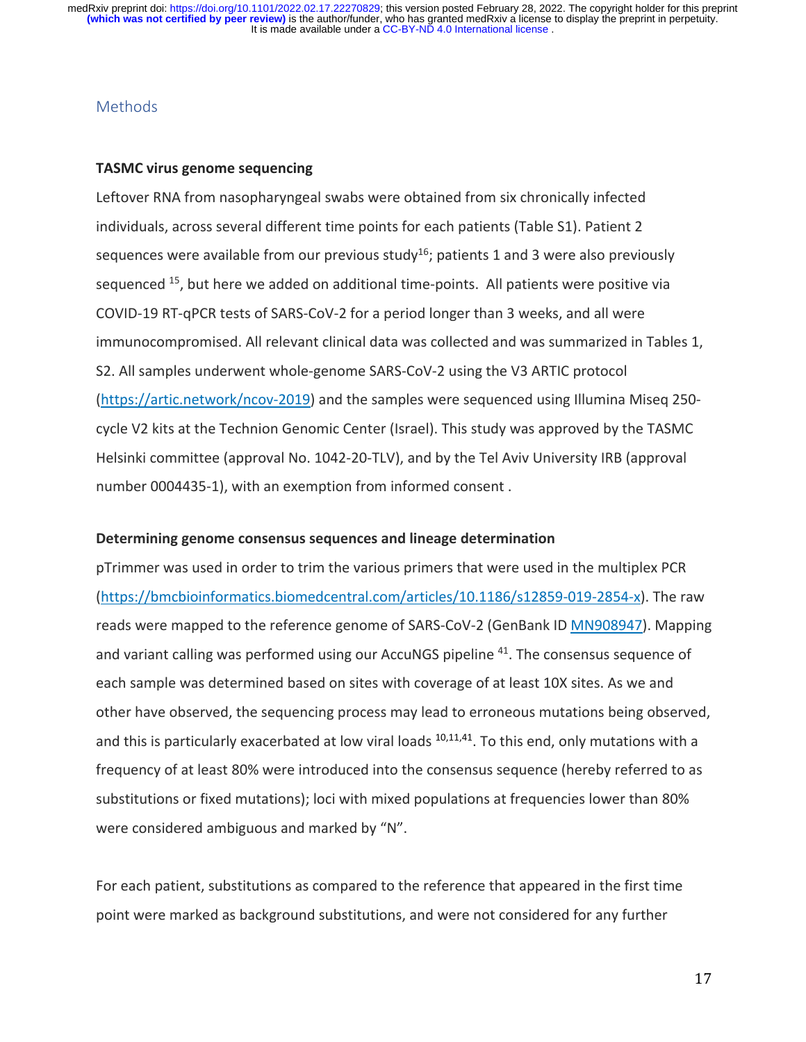## Methods

**TASMC virus genome sequencing**

Leftover RNA from nasopharyngeal swabs were obtained from six chronically infected individuals, across several different time points for each patients (Table S1). Patient 2 sequences were available from our previous study[16]; patients 1 and 3 were also previously sequenced [15], but here we added on additional time-points. All patients were positive via COVID-19 RT-qPCR tests of SARS-CoV-2 for a period longer than 3 weeks, and all were immunocompromised. All relevant clinical data was collected and was summarized in Tables 1, S2. All samples underwent whole-genome SARS-CoV-2 using the V3 ARTIC protocol (https://artic.network/ncov-2019) and the samples were sequenced using Illumina Miseq 250-cycle V2 kits at the Technion Genomic Center (Israel). This study was approved by the TASMC Helsinki committee (approval No. 1042-20-TLV), and by the Tel Aviv University IRB (approval number 0004435-1), with an exemption from informed consent .

**Determining genome consensus sequences and lineage determination**

pTrimmer was used in order to trim the various primers that were used in the multiplex PCR (https://bmcbioinformatics.biomedcentral.com/articles/10.1186/s12859-019-2854-x). The raw reads were mapped to the reference genome of SARS-CoV-2 (GenBank ID MN908947). Mapping and variant calling was performed using our AccuNGS pipeline [41]. The consensus sequence of each sample was determined based on sites with coverage of at least 10X sites. As we and other have observed, the sequencing process may lead to erroneous mutations being observed, and this is particularly exacerbated at low viral loads [10,11,41]. To this end, only mutations with a frequency of at least 80% were introduced into the consensus sequence (hereby referred to as substitutions or fixed mutations); loci with mixed populations at frequencies lower than 80% were considered ambiguous and marked by "N".

For each patient, substitutions as compared to the reference that appeared in the first time point were marked as background substitutions, and were not considered for any further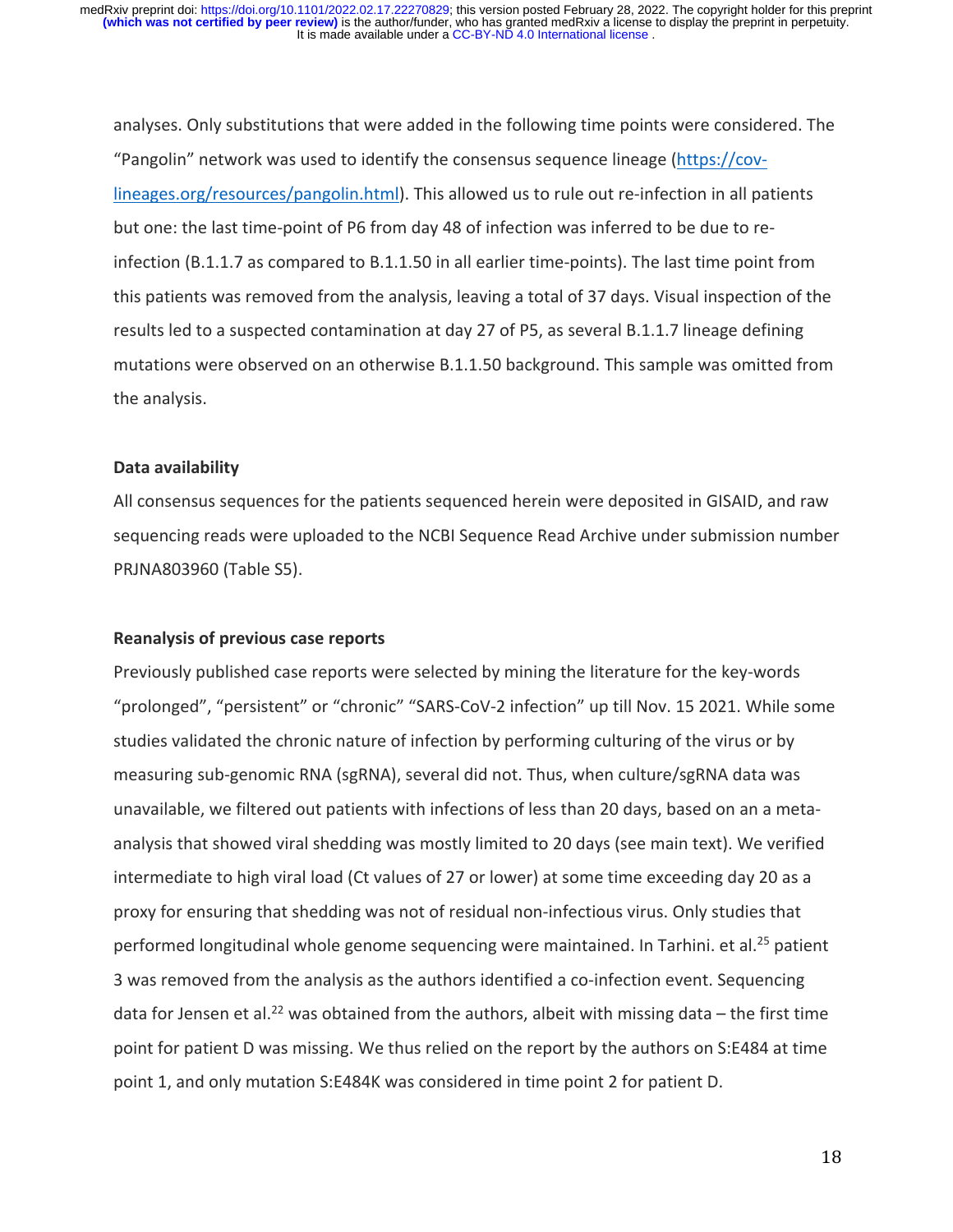analyses. Only substitutions that were added in the following time points were considered. The "Pangolin" network was used to identify the consensus sequence lineage (https://cov-lineages.org/resources/pangolin.html). This allowed us to rule out re-infection in all patients but one: the last time-point of P6 from day 48 of infection was inferred to be due to re-infection (B.1.1.7 as compared to B.1.1.50 in all earlier time-points). The last time point from this patients was removed from the analysis, leaving a total of 37 days. Visual inspection of the results led to a suspected contamination at day 27 of P5, as several B.1.1.7 lineage defining mutations were observed on an otherwise B.1.1.50 background. This sample was omitted from the analysis.

**Data availability**

All consensus sequences for the patients sequenced herein were deposited in GISAID, and raw sequencing reads were uploaded to the NCBI Sequence Read Archive under submission number PRJNA803960 (Table S5).

**Reanalysis of previous case reports**

Previously published case reports were selected by mining the literature for the key-words "prolonged", "persistent" or "chronic" "SARS-CoV-2 infection" up till Nov. 15 2021. While some studies validated the chronic nature of infection by performing culturing of the virus or by measuring sub-genomic RNA (sgRNA), several did not. Thus, when culture/sgRNA data was unavailable, we filtered out patients with infections of less than 20 days, based on an a meta-analysis that showed viral shedding was mostly limited to 20 days (see main text). We verified intermediate to high viral load (Ct values of 27 or lower) at some time exceeding day 20 as a proxy for ensuring that shedding was not of residual non-infectious virus. Only studies that performed longitudinal whole genome sequencing were maintained. In Tarhini. et al.[25] patient 3 was removed from the analysis as the authors identified a co-infection event. Sequencing data for Jensen et al.[22] was obtained from the authors, albeit with missing data – the first time point for patient D was missing. We thus relied on the report by the authors on S:E484 at time point 1, and only mutation S:E484K was considered in time point 2 for patient D.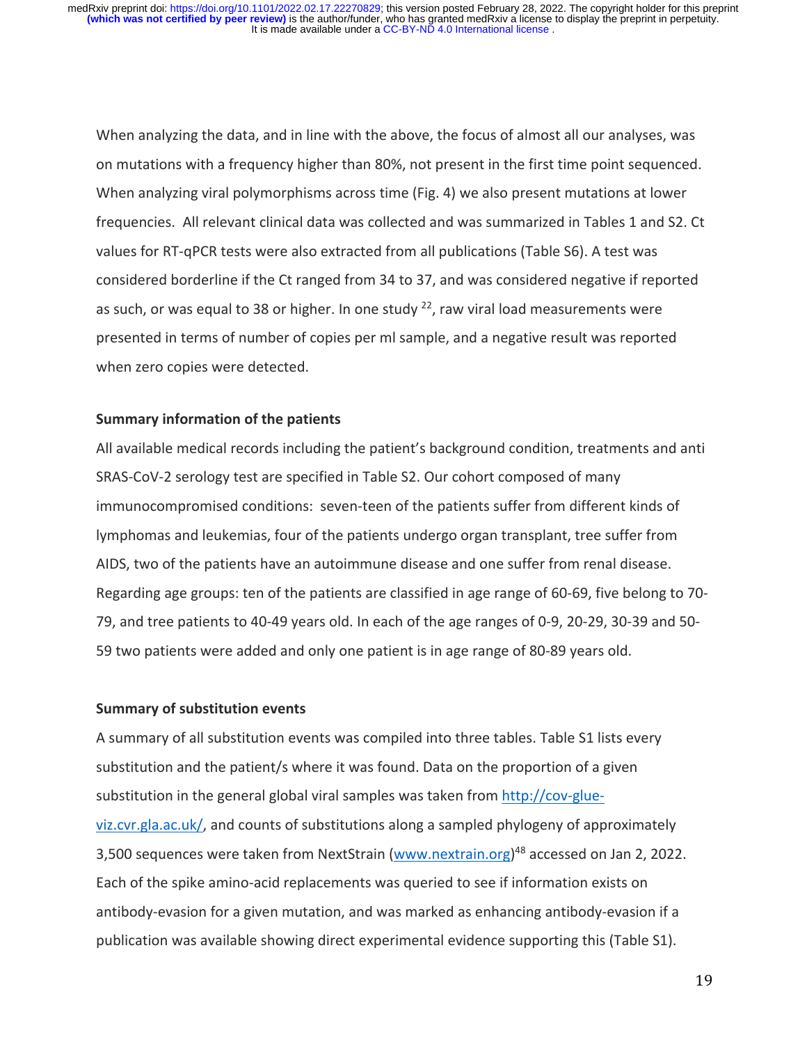When analyzing the data, and in line with the above, the focus of almost all our analyses, was on mutations with a frequency higher than 80%, not present in the first time point sequenced. When analyzing viral polymorphisms across time (Fig. 4) we also present mutations at lower frequencies. All relevant clinical data was collected and was summarized in Tables 1 and S2. Ct values for RT-qPCR tests were also extracted from all publications (Table S6). A test was considered borderline if the Ct ranged from 34 to 37, and was considered negative if reported as such, or was equal to 38 or higher. In one study [22], raw viral load measurements were presented in terms of number of copies per ml sample, and a negative result was reported when zero copies were detected.

**Summary information of the patients**

All available medical records including the patient's background condition, treatments and anti SRAS-CoV-2 serology test are specified in Table S2. Our cohort composed of many immunocompromised conditions: seven-teen of the patients suffer from different kinds of lymphomas and leukemias, four of the patients undergo organ transplant, tree suffer from AIDS, two of the patients have an autoimmune disease and one suffer from renal disease. Regarding age groups: ten of the patients are classified in age range of 60-69, five belong to 70-79, and tree patients to 40-49 years old. In each of the age ranges of 0-9, 20-29, 30-39 and 50-59 two patients were added and only one patient is in age range of 80-89 years old.

**Summary of substitution events**

A summary of all substitution events was compiled into three tables. Table S1 lists every substitution and the patient/s where it was found. Data on the proportion of a given substitution in the general global viral samples was taken from http://cov-glue-viz.cvr.gla.ac.uk/, and counts of substitutions along a sampled phylogeny of approximately 3,500 sequences were taken from NextStrain (www.nextrain.org)[48] accessed on Jan 2, 2022. Each of the spike amino-acid replacements was queried to see if information exists on antibody-evasion for a given mutation, and was marked as enhancing antibody-evasion if a publication was available showing direct experimental evidence supporting this (Table S1).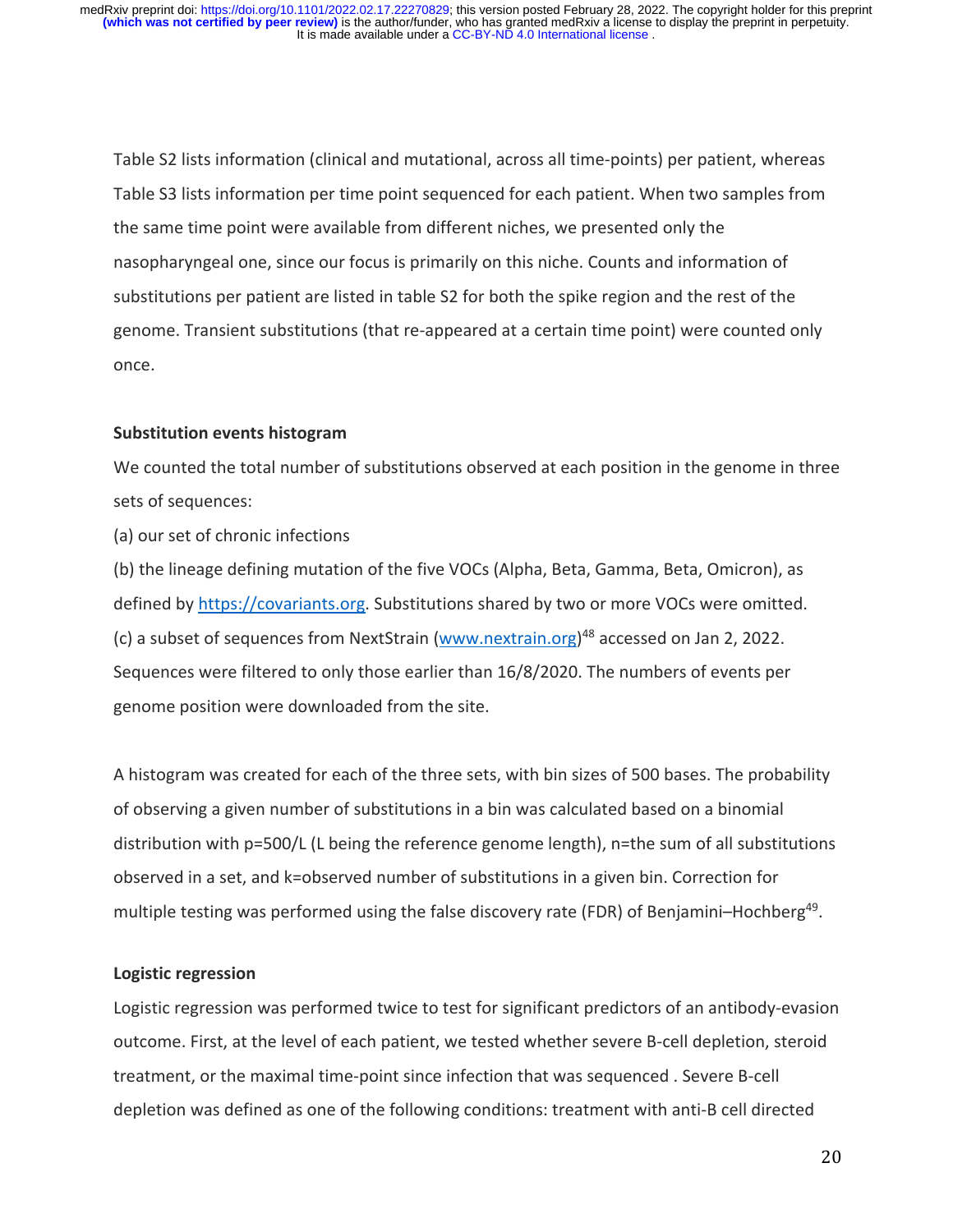Table S2 lists information (clinical and mutational, across all time-points) per patient, whereas Table S3 lists information per time point sequenced for each patient. When two samples from the same time point were available from different niches, we presented only the nasopharyngeal one, since our focus is primarily on this niche. Counts and information of substitutions per patient are listed in table S2 for both the spike region and the rest of the genome. Transient substitutions (that re-appeared at a certain time point) were counted only once.

**Substitution events histogram**

We counted the total number of substitutions observed at each position in the genome in three sets of sequences:

(a) our set of chronic infections

(b) the lineage defining mutation of the five VOCs (Alpha, Beta, Gamma, Beta, Omicron), as defined by https://covariants.org. Substitutions shared by two or more VOCs were omitted.

(c) a subset of sequences from NextStrain (www.nextrain.org)[48] accessed on Jan 2, 2022. Sequences were filtered to only those earlier than 16/8/2020. The numbers of events per genome position were downloaded from the site.

A histogram was created for each of the three sets, with bin sizes of 500 bases. The probability of observing a given number of substitutions in a bin was calculated based on a binomial distribution with $p=500/L$ (L being the reference genome length), n=the sum of all substitutions observed in a set, and k=observed number of substitutions in a given bin. Correction for multiple testing was performed using the false discovery rate (FDR) of Benjamini–Hochberg[49].

**Logistic regression**

Logistic regression was performed twice to test for significant predictors of an antibody-evasion outcome. First, at the level of each patient, we tested whether severe B-cell depletion, steroid treatment, or the maximal time-point since infection that was sequenced . Severe B-cell depletion was defined as one of the following conditions: treatment with anti-B cell directed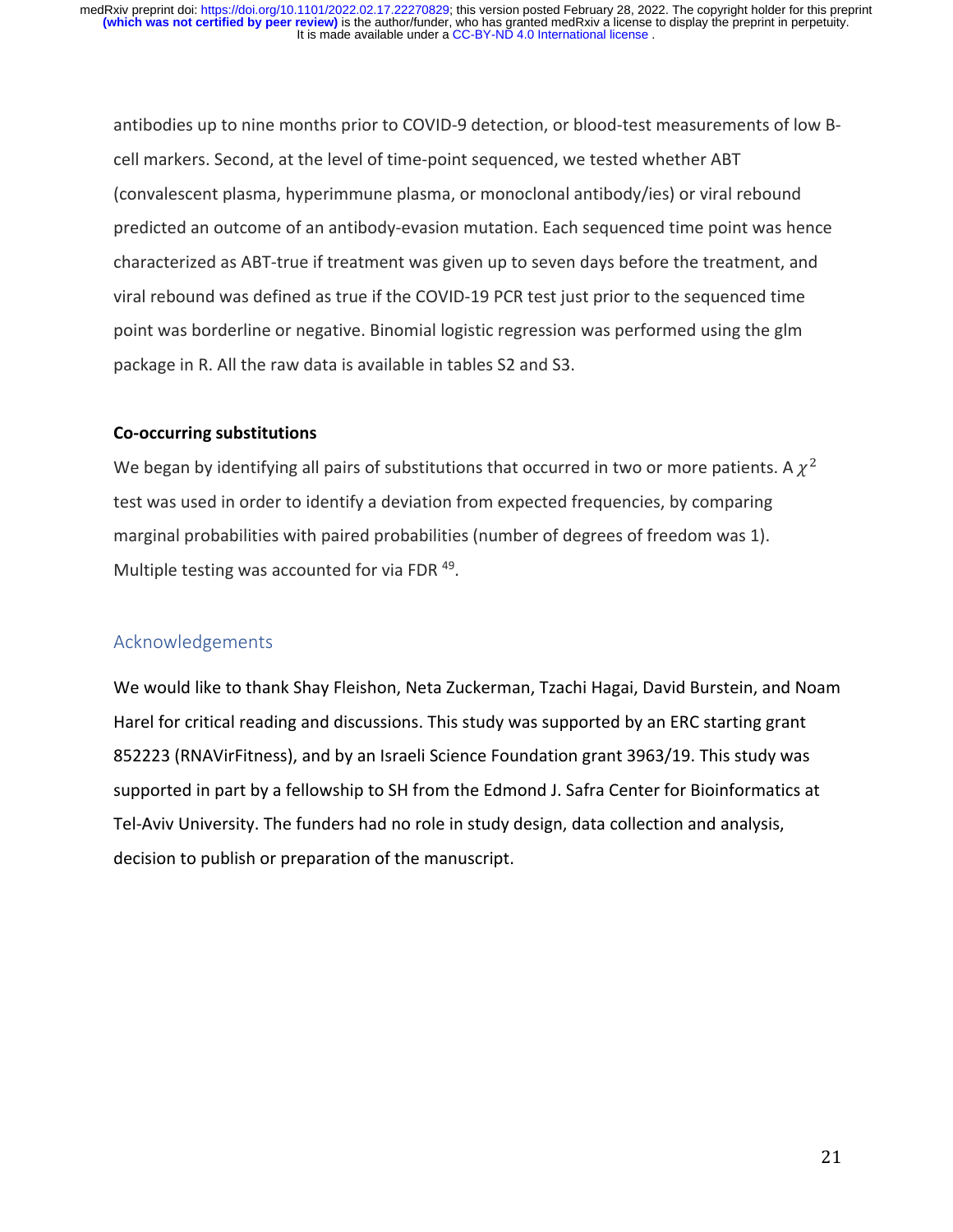antibodies up to nine months prior to COVID-9 detection, or blood-test measurements of low B-cell markers. Second, at the level of time-point sequenced, we tested whether ABT (convalescent plasma, hyperimmune plasma, or monoclonal antibody/ies) or viral rebound predicted an outcome of an antibody-evasion mutation. Each sequenced time point was hence characterized as ABT-true if treatment was given up to seven days before the treatment, and viral rebound was defined as true if the COVID-19 PCR test just prior to the sequenced time point was borderline or negative. Binomial logistic regression was performed using the glm package in R. All the raw data is available in tables S2 and S3.

**Co-occurring substitutions**

We began by identifying all pairs of substitutions that occurred in two or more patients. A $\chi^2$ test was used in order to identify a deviation from expected frequencies, by comparing marginal probabilities with paired probabilities (number of degrees of freedom was 1). Multiple testing was accounted for via FDR [49].

## Acknowledgements

We would like to thank Shay Fleishon, Neta Zuckerman, Tzachi Hagai, David Burstein, and Noam Harel for critical reading and discussions. This study was supported by an ERC starting grant 852223 (RNAVirFitness), and by an Israeli Science Foundation grant 3963/19. This study was supported in part by a fellowship to SH from the Edmond J. Safra Center for Bioinformatics at Tel-Aviv University. The funders had no role in study design, data collection and analysis, decision to publish or preparation of the manuscript.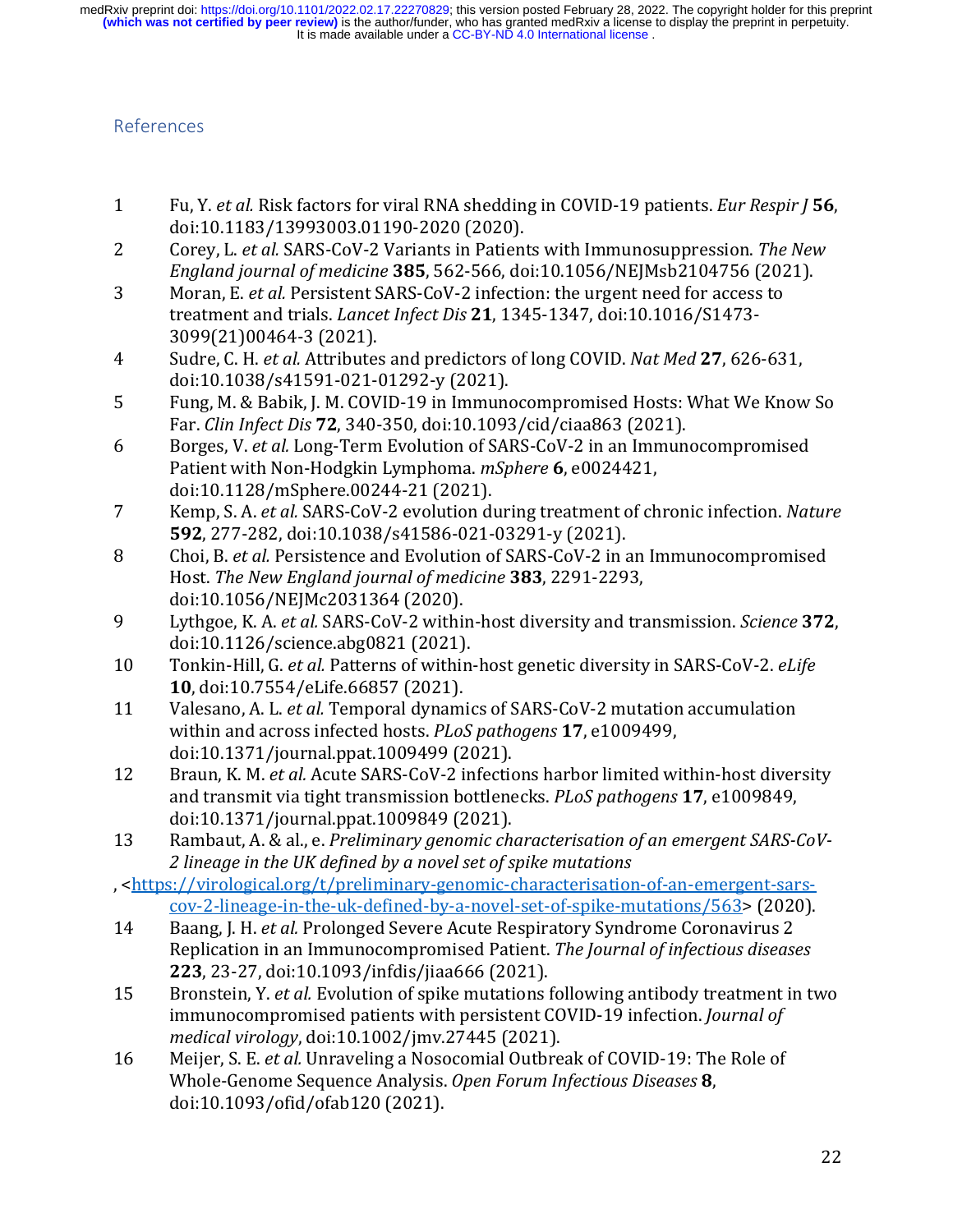## References

1. Fu, Y. *et al.* Risk factors for viral RNA shedding in COVID-19 patients. *Eur Respir J* **56**, doi:10.1183/13993003.01190-2020 (2020).
2. Corey, L. *et al.* SARS-CoV-2 Variants in Patients with Immunosuppression. *The New England journal of medicine* **385**, 562-566, doi:10.1056/NEJMsb2104756 (2021).
3. Moran, E. *et al.* Persistent SARS-CoV-2 infection: the urgent need for access to treatment and trials. *Lancet Infect Dis* **21**, 1345-1347, doi:10.1016/S1473-3099(21)00464-3 (2021).
4. Sudre, C. H. *et al.* Attributes and predictors of long COVID. *Nat Med* **27**, 626-631, doi:10.1038/s41591-021-01292-y (2021).
5. Fung, M. & Babik, J. M. COVID-19 in Immunocompromised Hosts: What We Know So Far. *Clin Infect Dis* **72**, 340-350, doi:10.1093/cid/ciaa863 (2021).
6. Borges, V. *et al.* Long-Term Evolution of SARS-CoV-2 in an Immunocompromised Patient with Non-Hodgkin Lymphoma. *mSphere* **6**, e0024421, doi:10.1128/mSphere.00244-21 (2021).
7. Kemp, S. A. *et al.* SARS-CoV-2 evolution during treatment of chronic infection. *Nature* **592**, 277-282, doi:10.1038/s41586-021-03291-y (2021).
8. Choi, B. *et al.* Persistence and Evolution of SARS-CoV-2 in an Immunocompromised Host. *The New England journal of medicine* **383**, 2291-2293, doi:10.1056/NEJMc2031364 (2020).
9. Lythgoe, K. A. *et al.* SARS-CoV-2 within-host diversity and transmission. *Science* **372**, doi:10.1126/science.abg0821 (2021).
10. Tonkin-Hill, G. *et al.* Patterns of within-host genetic diversity in SARS-CoV-2. *eLife* **10**, doi:10.7554/eLife.66857 (2021).
11. Valesano, A. L. *et al.* Temporal dynamics of SARS-CoV-2 mutation accumulation within and across infected hosts. *PLoS pathogens* **17**, e1009499, doi:10.1371/journal.ppat.1009499 (2021).
12. Braun, K. M. *et al.* Acute SARS-CoV-2 infections harbor limited within-host diversity and transmit via tight transmission bottlenecks. *PLoS pathogens* **17**, e1009849, doi:10.1371/journal.ppat.1009849 (2021).
13. Rambaut, A. & al., e. *Preliminary genomic characterisation of an emergent SARS-CoV-2 lineage in the UK defined by a novel set of spike mutations*, <https://virological.org/t/preliminary-genomic-characterisation-of-an-emergent-sars-cov-2-lineage-in-the-uk-defined-by-a-novel-set-of-spike-mutations/563> (2020).
14. Baang, J. H. *et al.* Prolonged Severe Acute Respiratory Syndrome Coronavirus 2 Replication in an Immunocompromised Patient. *The Journal of infectious diseases* **223**, 23-27, doi:10.1093/infdis/jiaa666 (2021).
15. Bronstein, Y. *et al.* Evolution of spike mutations following antibody treatment in two immunocompromised patients with persistent COVID-19 infection. *Journal of medical virology*, doi:10.1002/jmv.27445 (2021).
16. Meijer, S. E. *et al.* Unraveling a Nosocomial Outbreak of COVID-19: The Role of Whole-Genome Sequence Analysis. *Open Forum Infectious Diseases* **8**, doi:10.1093/ofid/ofab120 (2021).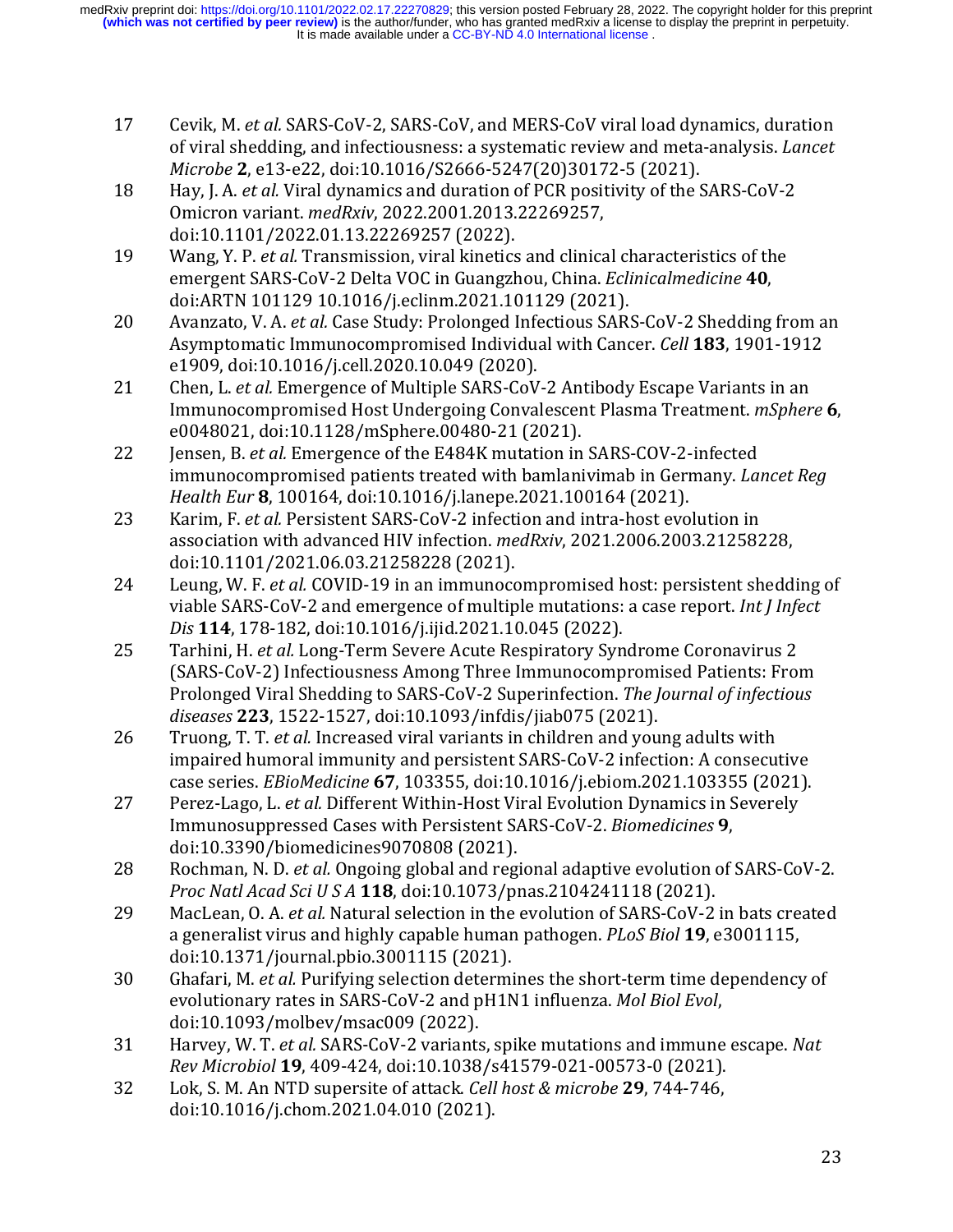17. Cevik, M. *et al.* SARS-CoV-2, SARS-CoV, and MERS-CoV viral load dynamics, duration of viral shedding, and infectiousness: a systematic review and meta-analysis. *Lancet Microbe* **2**, e13-e22, doi:10.1016/S2666-5247(20)30172-5 (2021).
18. Hay, J. A. *et al.* Viral dynamics and duration of PCR positivity of the SARS-CoV-2 Omicron variant. *medRxiv*, 2022.2001.2013.22269257, doi:10.1101/2022.01.13.22269257 (2022).
19. Wang, Y. P. *et al.* Transmission, viral kinetics and clinical characteristics of the emergent SARS-CoV-2 Delta VOC in Guangzhou, China. *Eclinicalmedicine* **40**, doi:ARTN 101129 10.1016/j.eclinm.2021.101129 (2021).
20. Avanzato, V. A. *et al.* Case Study: Prolonged Infectious SARS-CoV-2 Shedding from an Asymptomatic Immunocompromised Individual with Cancer. *Cell* **183**, 1901-1912 e1909, doi:10.1016/j.cell.2020.10.049 (2020).
21. Chen, L. *et al.* Emergence of Multiple SARS-CoV-2 Antibody Escape Variants in an Immunocompromised Host Undergoing Convalescent Plasma Treatment. *mSphere* **6**, e0048021, doi:10.1128/mSphere.00480-21 (2021).
22. Jensen, B. *et al.* Emergence of the E484K mutation in SARS-COV-2-infected immunocompromised patients treated with bamlanivimab in Germany. *Lancet Reg Health Eur* **8**, 100164, doi:10.1016/j.lanepe.2021.100164 (2021).
23. Karim, F. *et al.* Persistent SARS-CoV-2 infection and intra-host evolution in association with advanced HIV infection. *medRxiv*, 2021.2006.2003.21258228, doi:10.1101/2021.06.03.21258228 (2021).
24. Leung, W. F. *et al.* COVID-19 in an immunocompromised host: persistent shedding of viable SARS-CoV-2 and emergence of multiple mutations: a case report. *Int J Infect Dis* **114**, 178-182, doi:10.1016/j.ijid.2021.10.045 (2022).
25. Tarhini, H. *et al.* Long-Term Severe Acute Respiratory Syndrome Coronavirus 2 (SARS-CoV-2) Infectiousness Among Three Immunocompromised Patients: From Prolonged Viral Shedding to SARS-CoV-2 Superinfection. *The Journal of infectious diseases* **223**, 1522-1527, doi:10.1093/infdis/jiab075 (2021).
26. Truong, T. T. *et al.* Increased viral variants in children and young adults with impaired humoral immunity and persistent SARS-CoV-2 infection: A consecutive case series. *EBioMedicine* **67**, 103355, doi:10.1016/j.ebiom.2021.103355 (2021).
27. Perez-Lago, L. *et al.* Different Within-Host Viral Evolution Dynamics in Severely Immunosuppressed Cases with Persistent SARS-CoV-2. *Biomedicines* **9**, doi:10.3390/biomedicines9070808 (2021).
28. Rochman, N. D. *et al.* Ongoing global and regional adaptive evolution of SARS-CoV-2. *Proc Natl Acad Sci U S A* **118**, doi:10.1073/pnas.2104241118 (2021).
29. MacLean, O. A. *et al.* Natural selection in the evolution of SARS-CoV-2 in bats created a generalist virus and highly capable human pathogen. *PLoS Biol* **19**, e3001115, doi:10.1371/journal.pbio.3001115 (2021).
30. Ghafari, M. *et al.* Purifying selection determines the short-term time dependency of evolutionary rates in SARS-CoV-2 and pH1N1 influenza. *Mol Biol Evol*, doi:10.1093/molbev/msac009 (2022).
31. Harvey, W. T. *et al.* SARS-CoV-2 variants, spike mutations and immune escape. *Nat Rev Microbiol* **19**, 409-424, doi:10.1038/s41579-021-00573-0 (2021).
32. Lok, S. M. An NTD supersite of attack. *Cell host & microbe* **29**, 744-746, doi:10.1016/j.chom.2021.04.010 (2021).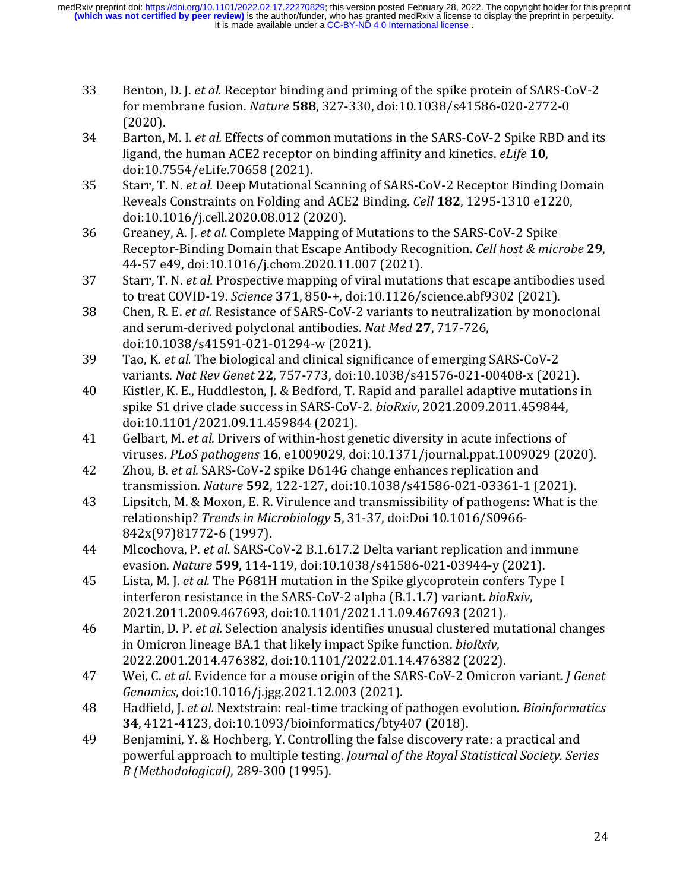33 Benton, D. J. *et al.* Receptor binding and priming of the spike protein of SARS-CoV-2 for membrane fusion. *Nature* **588**, 327-330, doi:10.1038/s41586-020-2772-0 (2020).

34 Barton, M. I. *et al.* Effects of common mutations in the SARS-CoV-2 Spike RBD and its ligand, the human ACE2 receptor on binding affinity and kinetics. *eLife* **10**, doi:10.7554/eLife.70658 (2021).

35 Starr, T. N. *et al.* Deep Mutational Scanning of SARS-CoV-2 Receptor Binding Domain Reveals Constraints on Folding and ACE2 Binding. *Cell* **182**, 1295-1310 e1220, doi:10.1016/j.cell.2020.08.012 (2020).

36 Greaney, A. J. *et al.* Complete Mapping of Mutations to the SARS-CoV-2 Spike Receptor-Binding Domain that Escape Antibody Recognition. *Cell host & microbe* **29**, 44-57 e49, doi:10.1016/j.chom.2020.11.007 (2021).

37 Starr, T. N. *et al.* Prospective mapping of viral mutations that escape antibodies used to treat COVID-19. *Science* **371**, 850-+, doi:10.1126/science.abf9302 (2021).

38 Chen, R. E. *et al.* Resistance of SARS-CoV-2 variants to neutralization by monoclonal and serum-derived polyclonal antibodies. *Nat Med* **27**, 717-726, doi:10.1038/s41591-021-01294-w (2021).

39 Tao, K. *et al.* The biological and clinical significance of emerging SARS-CoV-2 variants. *Nat Rev Genet* **22**, 757-773, doi:10.1038/s41576-021-00408-x (2021).

40 Kistler, K. E., Huddleston, J. & Bedford, T. Rapid and parallel adaptive mutations in spike S1 drive clade success in SARS-CoV-2. *bioRxiv*, 2021.2009.2011.459844, doi:10.1101/2021.09.11.459844 (2021).

41 Gelbart, M. *et al.* Drivers of within-host genetic diversity in acute infections of viruses. *PLoS pathogens* **16**, e1009029, doi:10.1371/journal.ppat.1009029 (2020).

42 Zhou, B. *et al.* SARS-CoV-2 spike D614G change enhances replication and transmission. *Nature* **592**, 122-127, doi:10.1038/s41586-021-03361-1 (2021).

43 Lipsitch, M. & Moxon, E. R. Virulence and transmissibility of pathogens: What is the relationship? *Trends in Microbiology* **5**, 31-37, doi:Doi 10.1016/S0966-842x(97)81772-6 (1997).

44 Mlcochova, P. *et al.* SARS-CoV-2 B.1.617.2 Delta variant replication and immune evasion. *Nature* **599**, 114-119, doi:10.1038/s41586-021-03944-y (2021).

45 Lista, M. J. *et al.* The P681H mutation in the Spike glycoprotein confers Type I interferon resistance in the SARS-CoV-2 alpha (B.1.1.7) variant. *bioRxiv*, 2021.2011.2009.467693, doi:10.1101/2021.11.09.467693 (2021).

46 Martin, D. P. *et al.* Selection analysis identifies unusual clustered mutational changes in Omicron lineage BA.1 that likely impact Spike function. *bioRxiv*, 2022.2001.2014.476382, doi:10.1101/2022.01.14.476382 (2022).

47 Wei, C. *et al.* Evidence for a mouse origin of the SARS-CoV-2 Omicron variant. *J Genet Genomics*, doi:10.1016/j.jgg.2021.12.003 (2021).

48 Hadfield, J. *et al.* Nextstrain: real-time tracking of pathogen evolution. *Bioinformatics* **34**, 4121-4123, doi:10.1093/bioinformatics/bty407 (2018).

49 Benjamini, Y. & Hochberg, Y. Controlling the false discovery rate: a practical and powerful approach to multiple testing. *Journal of the Royal Statistical Society. Series B (Methodological)*, 289-300 (1995).